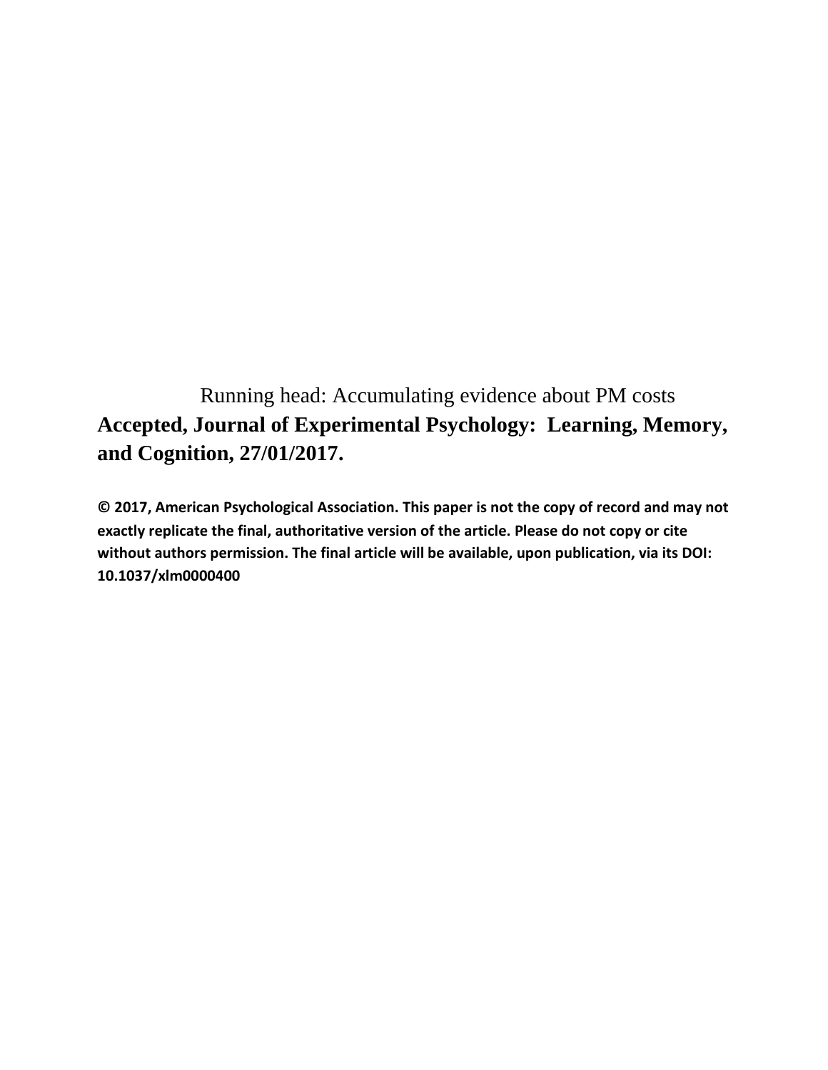Running head: Accumulating evidence about PM costs

**Accepted, Journal of Experimental Psychology: Learning, Memory, and Cognition, 27/01/2017.**

**© 2017, American Psychological Association. This paper is not the copy of record and may not exactly replicate the final, authoritative version of the article. Please do not copy or cite without authors permission. The final article will be available, upon publication, via its DOI: 10.1037/xlm0000400**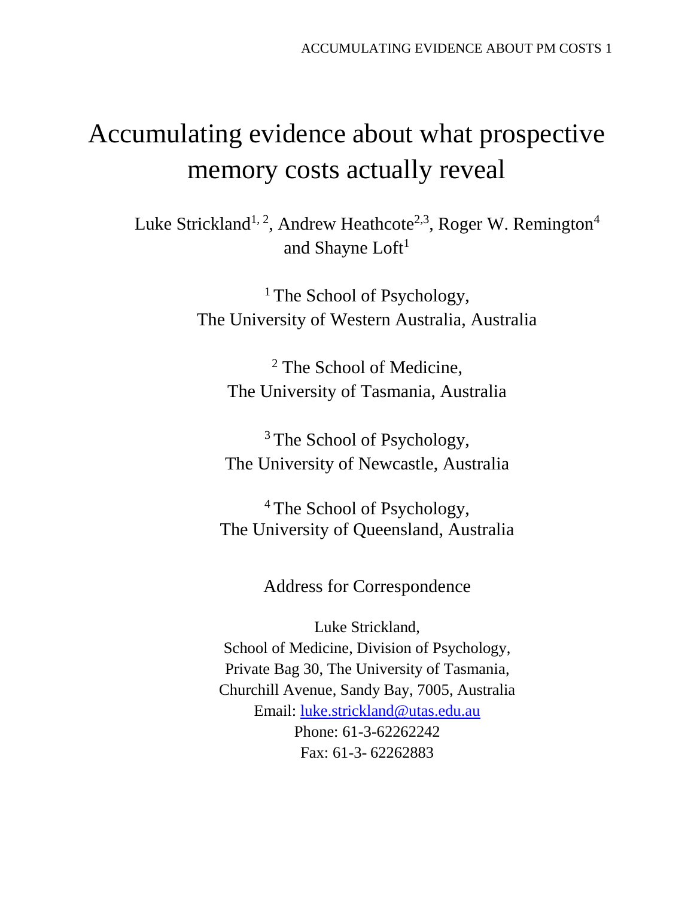# Accumulating evidence about what prospective memory costs actually reveal

Luke Strickland[1, 2], Andrew Heathcote[2,3], Roger W. Remington[4] and Shayne Loft[1]

[1] The School of Psychology, The University of Western Australia, Australia

[2] The School of Medicine, The University of Tasmania, Australia

[3] The School of Psychology, The University of Newcastle, Australia

[4] The School of Psychology, The University of Queensland, Australia

Address for Correspondence

Luke Strickland,
School of Medicine, Division of Psychology,
Private Bag 30, The University of Tasmania,
Churchill Avenue, Sandy Bay, 7005, Australia
Email: luke.strickland@utas.edu.au
Phone: 61-3-62262242
Fax: 61-3- 62262883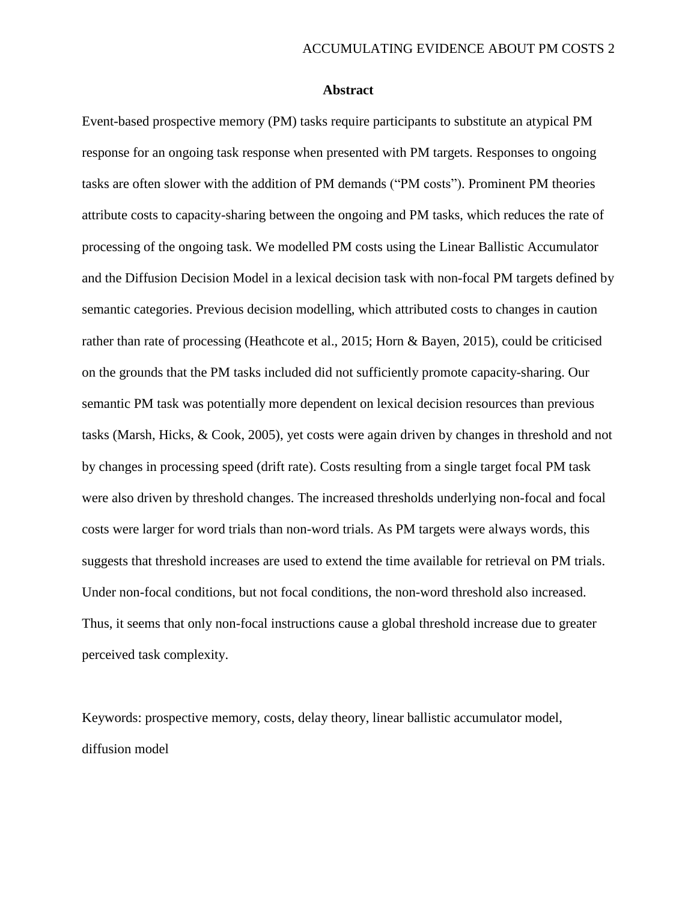## Abstract

Event-based prospective memory (PM) tasks require participants to substitute an atypical PM response for an ongoing task response when presented with PM targets. Responses to ongoing tasks are often slower with the addition of PM demands ("PM costs"). Prominent PM theories attribute costs to capacity-sharing between the ongoing and PM tasks, which reduces the rate of processing of the ongoing task. We modelled PM costs using the Linear Ballistic Accumulator and the Diffusion Decision Model in a lexical decision task with non-focal PM targets defined by semantic categories. Previous decision modelling, which attributed costs to changes in caution rather than rate of processing (Heathcote et al., 2015; Horn & Bayen, 2015), could be criticised on the grounds that the PM tasks included did not sufficiently promote capacity-sharing. Our semantic PM task was potentially more dependent on lexical decision resources than previous tasks (Marsh, Hicks, & Cook, 2005), yet costs were again driven by changes in threshold and not by changes in processing speed (drift rate). Costs resulting from a single target focal PM task were also driven by threshold changes. The increased thresholds underlying non-focal and focal costs were larger for word trials than non-word trials. As PM targets were always words, this suggests that threshold increases are used to extend the time available for retrieval on PM trials. Under non-focal conditions, but not focal conditions, the non-word threshold also increased. Thus, it seems that only non-focal instructions cause a global threshold increase due to greater perceived task complexity.

Keywords: prospective memory, costs, delay theory, linear ballistic accumulator model, diffusion model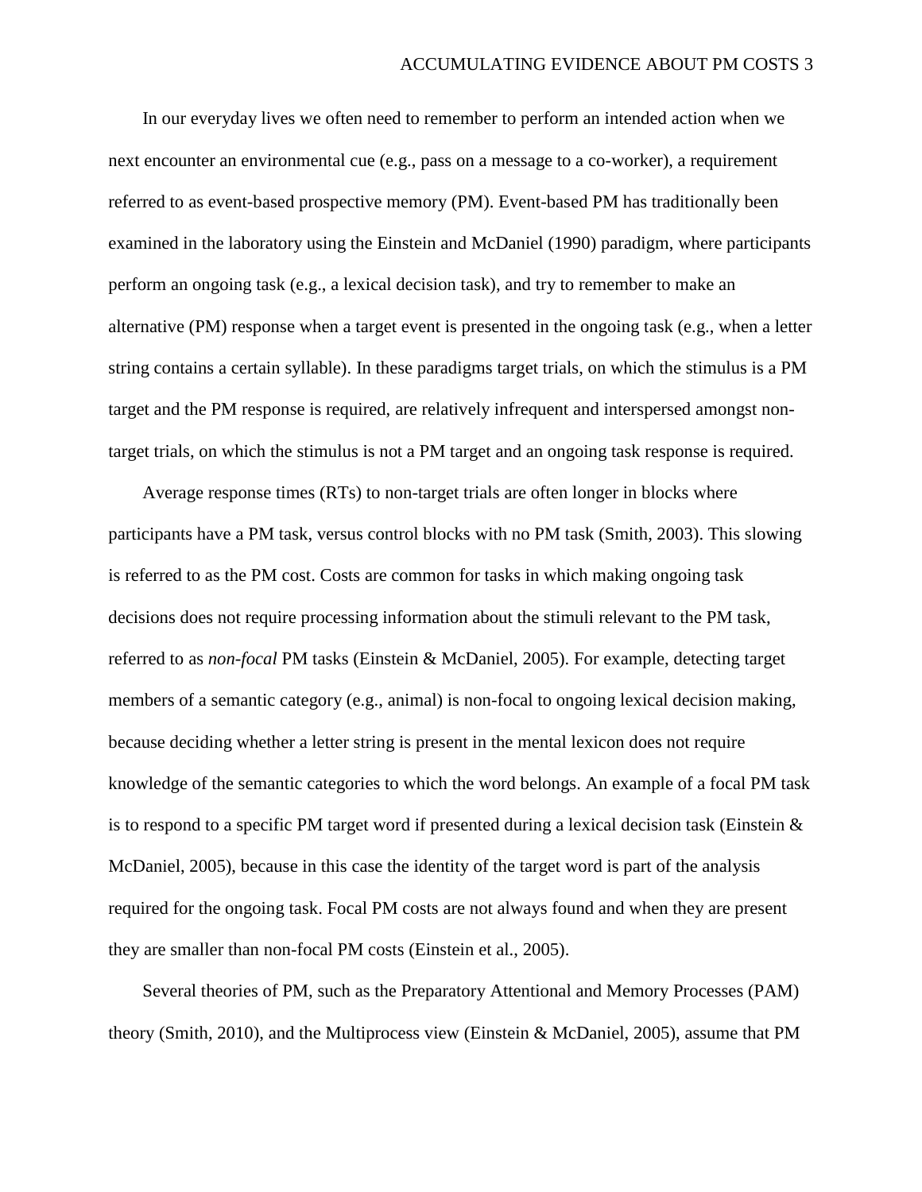In our everyday lives we often need to remember to perform an intended action when we next encounter an environmental cue (e.g., pass on a message to a co-worker), a requirement referred to as event-based prospective memory (PM). Event-based PM has traditionally been examined in the laboratory using the Einstein and McDaniel (1990) paradigm, where participants perform an ongoing task (e.g., a lexical decision task), and try to remember to make an alternative (PM) response when a target event is presented in the ongoing task (e.g., when a letter string contains a certain syllable). In these paradigms target trials, on which the stimulus is a PM target and the PM response is required, are relatively infrequent and interspersed amongst non-target trials, on which the stimulus is not a PM target and an ongoing task response is required.

Average response times (RTs) to non-target trials are often longer in blocks where participants have a PM task, versus control blocks with no PM task (Smith, 2003). This slowing is referred to as the PM cost. Costs are common for tasks in which making ongoing task decisions does not require processing information about the stimuli relevant to the PM task, referred to as *non-focal* PM tasks (Einstein & McDaniel, 2005). For example, detecting target members of a semantic category (e.g., animal) is non-focal to ongoing lexical decision making, because deciding whether a letter string is present in the mental lexicon does not require knowledge of the semantic categories to which the word belongs. An example of a focal PM task is to respond to a specific PM target word if presented during a lexical decision task (Einstein & McDaniel, 2005), because in this case the identity of the target word is part of the analysis required for the ongoing task. Focal PM costs are not always found and when they are present they are smaller than non-focal PM costs (Einstein et al., 2005).

Several theories of PM, such as the Preparatory Attentional and Memory Processes (PAM) theory (Smith, 2010), and the Multiprocess view (Einstein & McDaniel, 2005), assume that PM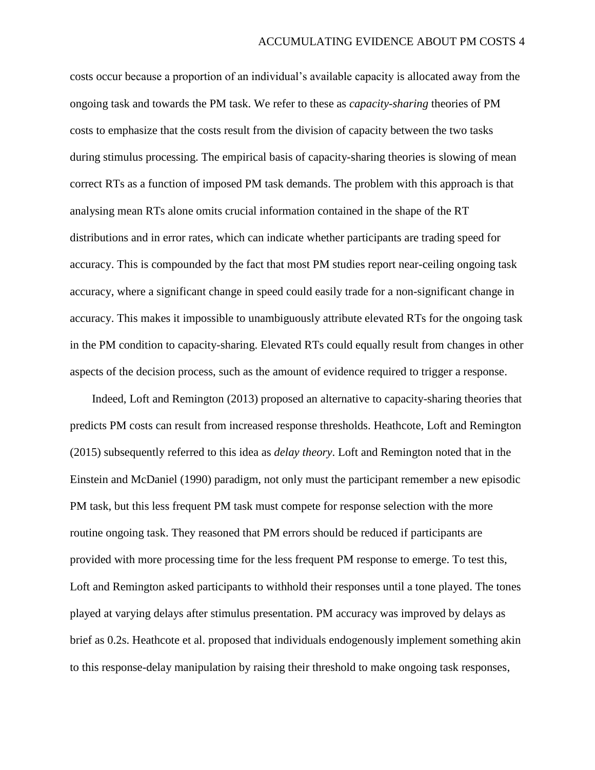costs occur because a proportion of an individual's available capacity is allocated away from the ongoing task and towards the PM task. We refer to these as *capacity-sharing* theories of PM costs to emphasize that the costs result from the division of capacity between the two tasks during stimulus processing. The empirical basis of capacity-sharing theories is slowing of mean correct RTs as a function of imposed PM task demands. The problem with this approach is that analysing mean RTs alone omits crucial information contained in the shape of the RT distributions and in error rates, which can indicate whether participants are trading speed for accuracy. This is compounded by the fact that most PM studies report near-ceiling ongoing task accuracy, where a significant change in speed could easily trade for a non-significant change in accuracy. This makes it impossible to unambiguously attribute elevated RTs for the ongoing task in the PM condition to capacity-sharing. Elevated RTs could equally result from changes in other aspects of the decision process, such as the amount of evidence required to trigger a response.

Indeed, Loft and Remington (2013) proposed an alternative to capacity-sharing theories that predicts PM costs can result from increased response thresholds. Heathcote, Loft and Remington (2015) subsequently referred to this idea as *delay theory*. Loft and Remington noted that in the Einstein and McDaniel (1990) paradigm, not only must the participant remember a new episodic PM task, but this less frequent PM task must compete for response selection with the more routine ongoing task. They reasoned that PM errors should be reduced if participants are provided with more processing time for the less frequent PM response to emerge. To test this, Loft and Remington asked participants to withhold their responses until a tone played. The tones played at varying delays after stimulus presentation. PM accuracy was improved by delays as brief as 0.2s. Heathcote et al. proposed that individuals endogenously implement something akin to this response-delay manipulation by raising their threshold to make ongoing task responses,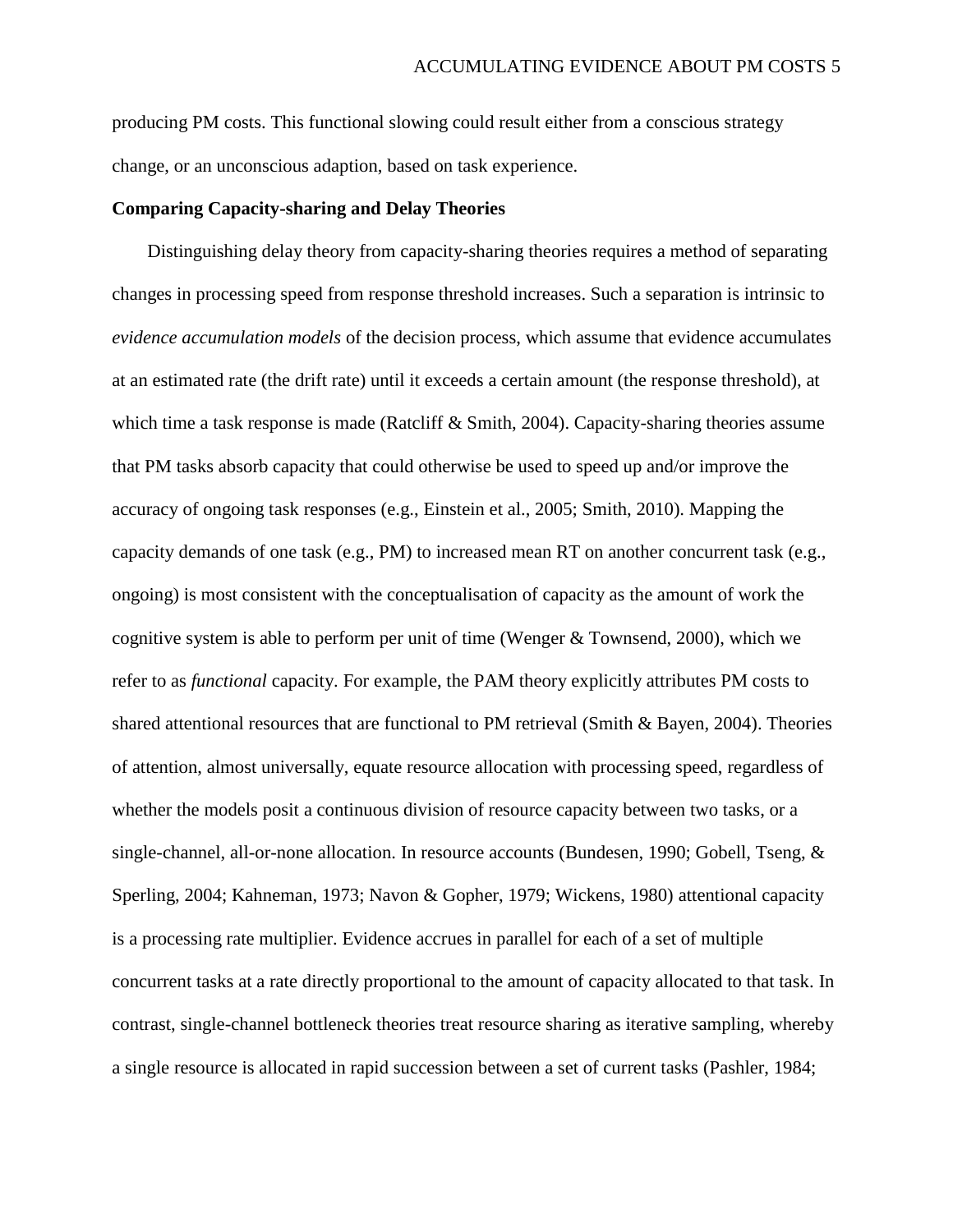producing PM costs. This functional slowing could result either from a conscious strategy change, or an unconscious adaption, based on task experience.

**Comparing Capacity-sharing and Delay Theories**

Distinguishing delay theory from capacity-sharing theories requires a method of separating changes in processing speed from response threshold increases. Such a separation is intrinsic to *evidence accumulation models* of the decision process, which assume that evidence accumulates at an estimated rate (the drift rate) until it exceeds a certain amount (the response threshold), at which time a task response is made (Ratcliff & Smith, 2004). Capacity-sharing theories assume that PM tasks absorb capacity that could otherwise be used to speed up and/or improve the accuracy of ongoing task responses (e.g., Einstein et al., 2005; Smith, 2010). Mapping the capacity demands of one task (e.g., PM) to increased mean RT on another concurrent task (e.g., ongoing) is most consistent with the conceptualisation of capacity as the amount of work the cognitive system is able to perform per unit of time (Wenger & Townsend, 2000), which we refer to as *functional* capacity. For example, the PAM theory explicitly attributes PM costs to shared attentional resources that are functional to PM retrieval (Smith & Bayen, 2004). Theories of attention, almost universally, equate resource allocation with processing speed, regardless of whether the models posit a continuous division of resource capacity between two tasks, or a single-channel, all-or-none allocation. In resource accounts (Bundesen, 1990; Gobell, Tseng, & Sperling, 2004; Kahneman, 1973; Navon & Gopher, 1979; Wickens, 1980) attentional capacity is a processing rate multiplier. Evidence accrues in parallel for each of a set of multiple concurrent tasks at a rate directly proportional to the amount of capacity allocated to that task. In contrast, single-channel bottleneck theories treat resource sharing as iterative sampling, whereby a single resource is allocated in rapid succession between a set of current tasks (Pashler, 1984;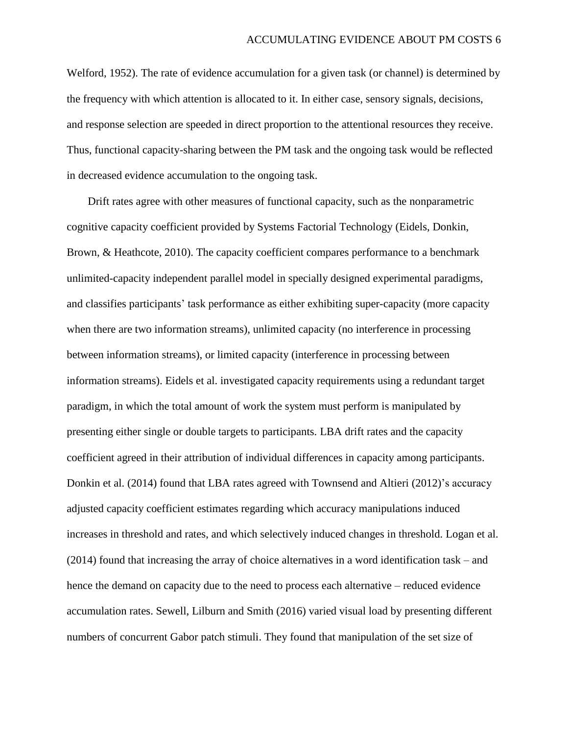Welford, 1952). The rate of evidence accumulation for a given task (or channel) is determined by the frequency with which attention is allocated to it. In either case, sensory signals, decisions, and response selection are speeded in direct proportion to the attentional resources they receive. Thus, functional capacity-sharing between the PM task and the ongoing task would be reflected in decreased evidence accumulation to the ongoing task.

Drift rates agree with other measures of functional capacity, such as the nonparametric cognitive capacity coefficient provided by Systems Factorial Technology (Eidels, Donkin, Brown, & Heathcote, 2010). The capacity coefficient compares performance to a benchmark unlimited-capacity independent parallel model in specially designed experimental paradigms, and classifies participants' task performance as either exhibiting super-capacity (more capacity when there are two information streams), unlimited capacity (no interference in processing between information streams), or limited capacity (interference in processing between information streams). Eidels et al. investigated capacity requirements using a redundant target paradigm, in which the total amount of work the system must perform is manipulated by presenting either single or double targets to participants. LBA drift rates and the capacity coefficient agreed in their attribution of individual differences in capacity among participants. Donkin et al. (2014) found that LBA rates agreed with Townsend and Altieri (2012)'s accuracy adjusted capacity coefficient estimates regarding which accuracy manipulations induced increases in threshold and rates, and which selectively induced changes in threshold. Logan et al. (2014) found that increasing the array of choice alternatives in a word identification task – and hence the demand on capacity due to the need to process each alternative – reduced evidence accumulation rates. Sewell, Lilburn and Smith (2016) varied visual load by presenting different numbers of concurrent Gabor patch stimuli. They found that manipulation of the set size of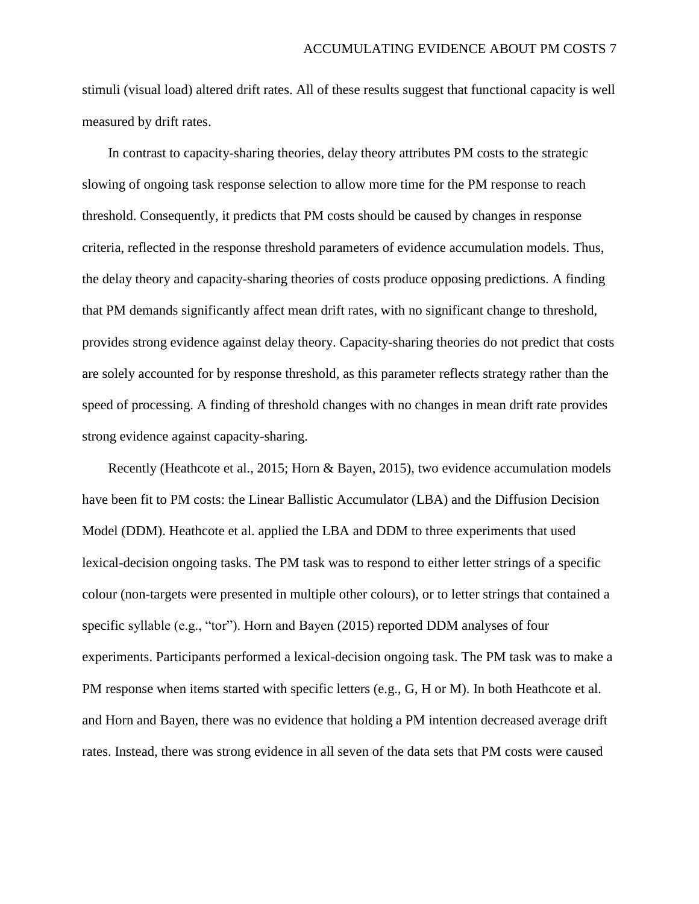stimuli (visual load) altered drift rates. All of these results suggest that functional capacity is well measured by drift rates.

In contrast to capacity-sharing theories, delay theory attributes PM costs to the strategic slowing of ongoing task response selection to allow more time for the PM response to reach threshold. Consequently, it predicts that PM costs should be caused by changes in response criteria, reflected in the response threshold parameters of evidence accumulation models. Thus, the delay theory and capacity-sharing theories of costs produce opposing predictions. A finding that PM demands significantly affect mean drift rates, with no significant change to threshold, provides strong evidence against delay theory. Capacity-sharing theories do not predict that costs are solely accounted for by response threshold, as this parameter reflects strategy rather than the speed of processing. A finding of threshold changes with no changes in mean drift rate provides strong evidence against capacity-sharing.

Recently (Heathcote et al., 2015; Horn & Bayen, 2015), two evidence accumulation models have been fit to PM costs: the Linear Ballistic Accumulator (LBA) and the Diffusion Decision Model (DDM). Heathcote et al. applied the LBA and DDM to three experiments that used lexical-decision ongoing tasks. The PM task was to respond to either letter strings of a specific colour (non-targets were presented in multiple other colours), or to letter strings that contained a specific syllable (e.g., "tor"). Horn and Bayen (2015) reported DDM analyses of four experiments. Participants performed a lexical-decision ongoing task. The PM task was to make a PM response when items started with specific letters (e.g., G, H or M). In both Heathcote et al. and Horn and Bayen, there was no evidence that holding a PM intention decreased average drift rates. Instead, there was strong evidence in all seven of the data sets that PM costs were caused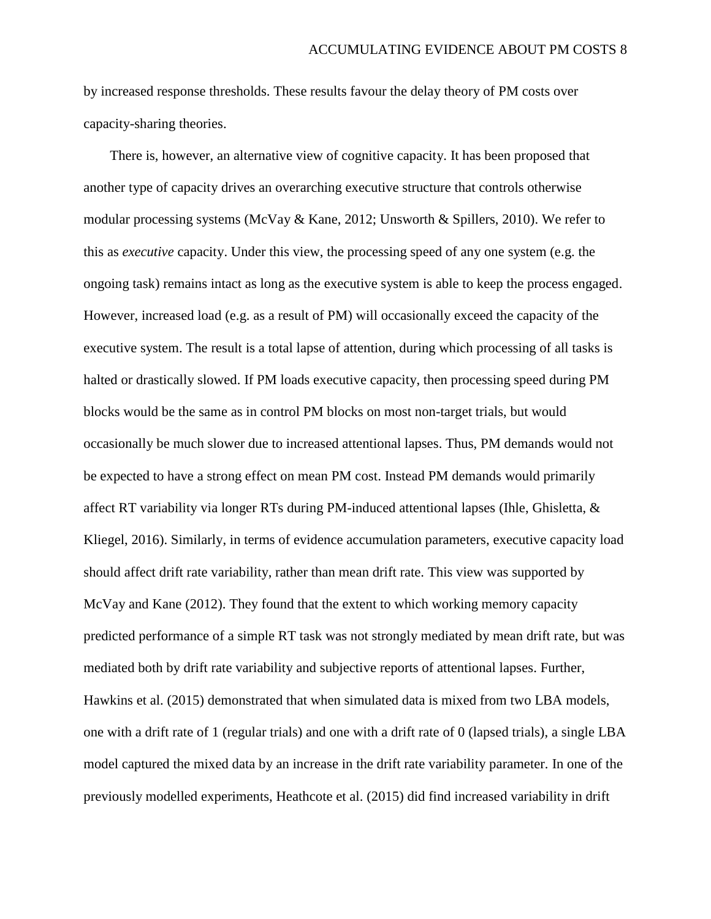by increased response thresholds. These results favour the delay theory of PM costs over capacity-sharing theories.

There is, however, an alternative view of cognitive capacity. It has been proposed that another type of capacity drives an overarching executive structure that controls otherwise modular processing systems (McVay & Kane, 2012; Unsworth & Spillers, 2010). We refer to this as *executive* capacity. Under this view, the processing speed of any one system (e.g. the ongoing task) remains intact as long as the executive system is able to keep the process engaged. However, increased load (e.g. as a result of PM) will occasionally exceed the capacity of the executive system. The result is a total lapse of attention, during which processing of all tasks is halted or drastically slowed. If PM loads executive capacity, then processing speed during PM blocks would be the same as in control PM blocks on most non-target trials, but would occasionally be much slower due to increased attentional lapses. Thus, PM demands would not be expected to have a strong effect on mean PM cost. Instead PM demands would primarily affect RT variability via longer RTs during PM-induced attentional lapses (Ihle, Ghisletta, & Kliegel, 2016). Similarly, in terms of evidence accumulation parameters, executive capacity load should affect drift rate variability, rather than mean drift rate. This view was supported by McVay and Kane (2012). They found that the extent to which working memory capacity predicted performance of a simple RT task was not strongly mediated by mean drift rate, but was mediated both by drift rate variability and subjective reports of attentional lapses. Further, Hawkins et al. (2015) demonstrated that when simulated data is mixed from two LBA models, one with a drift rate of 1 (regular trials) and one with a drift rate of 0 (lapsed trials), a single LBA model captured the mixed data by an increase in the drift rate variability parameter. In one of the previously modelled experiments, Heathcote et al. (2015) did find increased variability in drift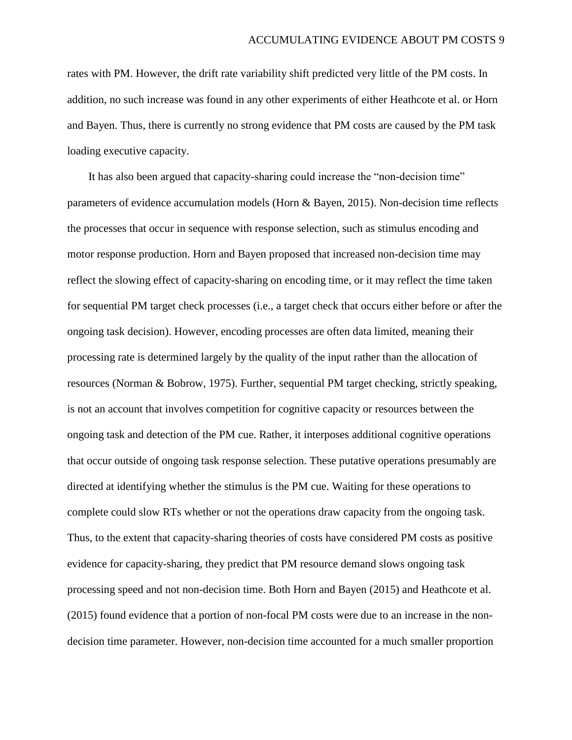rates with PM. However, the drift rate variability shift predicted very little of the PM costs. In addition, no such increase was found in any other experiments of either Heathcote et al. or Horn and Bayen. Thus, there is currently no strong evidence that PM costs are caused by the PM task loading executive capacity.

It has also been argued that capacity-sharing could increase the "non-decision time" parameters of evidence accumulation models (Horn & Bayen, 2015). Non-decision time reflects the processes that occur in sequence with response selection, such as stimulus encoding and motor response production. Horn and Bayen proposed that increased non-decision time may reflect the slowing effect of capacity-sharing on encoding time, or it may reflect the time taken for sequential PM target check processes (i.e., a target check that occurs either before or after the ongoing task decision). However, encoding processes are often data limited, meaning their processing rate is determined largely by the quality of the input rather than the allocation of resources (Norman & Bobrow, 1975). Further, sequential PM target checking, strictly speaking, is not an account that involves competition for cognitive capacity or resources between the ongoing task and detection of the PM cue. Rather, it interposes additional cognitive operations that occur outside of ongoing task response selection. These putative operations presumably are directed at identifying whether the stimulus is the PM cue. Waiting for these operations to complete could slow RTs whether or not the operations draw capacity from the ongoing task. Thus, to the extent that capacity-sharing theories of costs have considered PM costs as positive evidence for capacity-sharing, they predict that PM resource demand slows ongoing task processing speed and not non-decision time. Both Horn and Bayen (2015) and Heathcote et al. (2015) found evidence that a portion of non-focal PM costs were due to an increase in the non-decision time parameter. However, non-decision time accounted for a much smaller proportion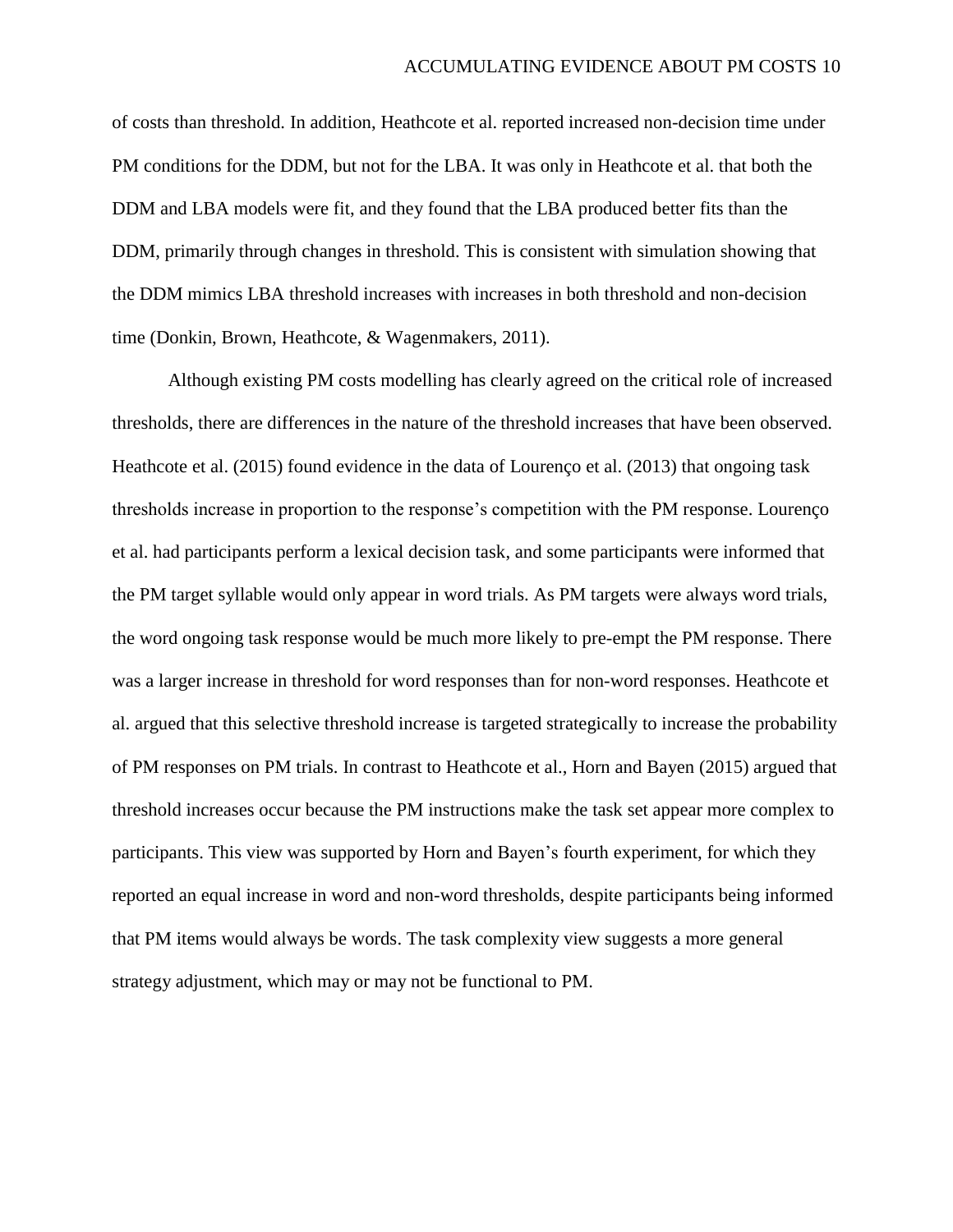of costs than threshold. In addition, Heathcote et al. reported increased non-decision time under PM conditions for the DDM, but not for the LBA. It was only in Heathcote et al. that both the DDM and LBA models were fit, and they found that the LBA produced better fits than the DDM, primarily through changes in threshold. This is consistent with simulation showing that the DDM mimics LBA threshold increases with increases in both threshold and non-decision time (Donkin, Brown, Heathcote, & Wagenmakers, 2011).

Although existing PM costs modelling has clearly agreed on the critical role of increased thresholds, there are differences in the nature of the threshold increases that have been observed. Heathcote et al. (2015) found evidence in the data of Lourenço et al. (2013) that ongoing task thresholds increase in proportion to the response's competition with the PM response. Lourenço et al. had participants perform a lexical decision task, and some participants were informed that the PM target syllable would only appear in word trials. As PM targets were always word trials, the word ongoing task response would be much more likely to pre-empt the PM response. There was a larger increase in threshold for word responses than for non-word responses. Heathcote et al. argued that this selective threshold increase is targeted strategically to increase the probability of PM responses on PM trials. In contrast to Heathcote et al., Horn and Bayen (2015) argued that threshold increases occur because the PM instructions make the task set appear more complex to participants. This view was supported by Horn and Bayen's fourth experiment, for which they reported an equal increase in word and non-word thresholds, despite participants being informed that PM items would always be words. The task complexity view suggests a more general strategy adjustment, which may or may not be functional to PM.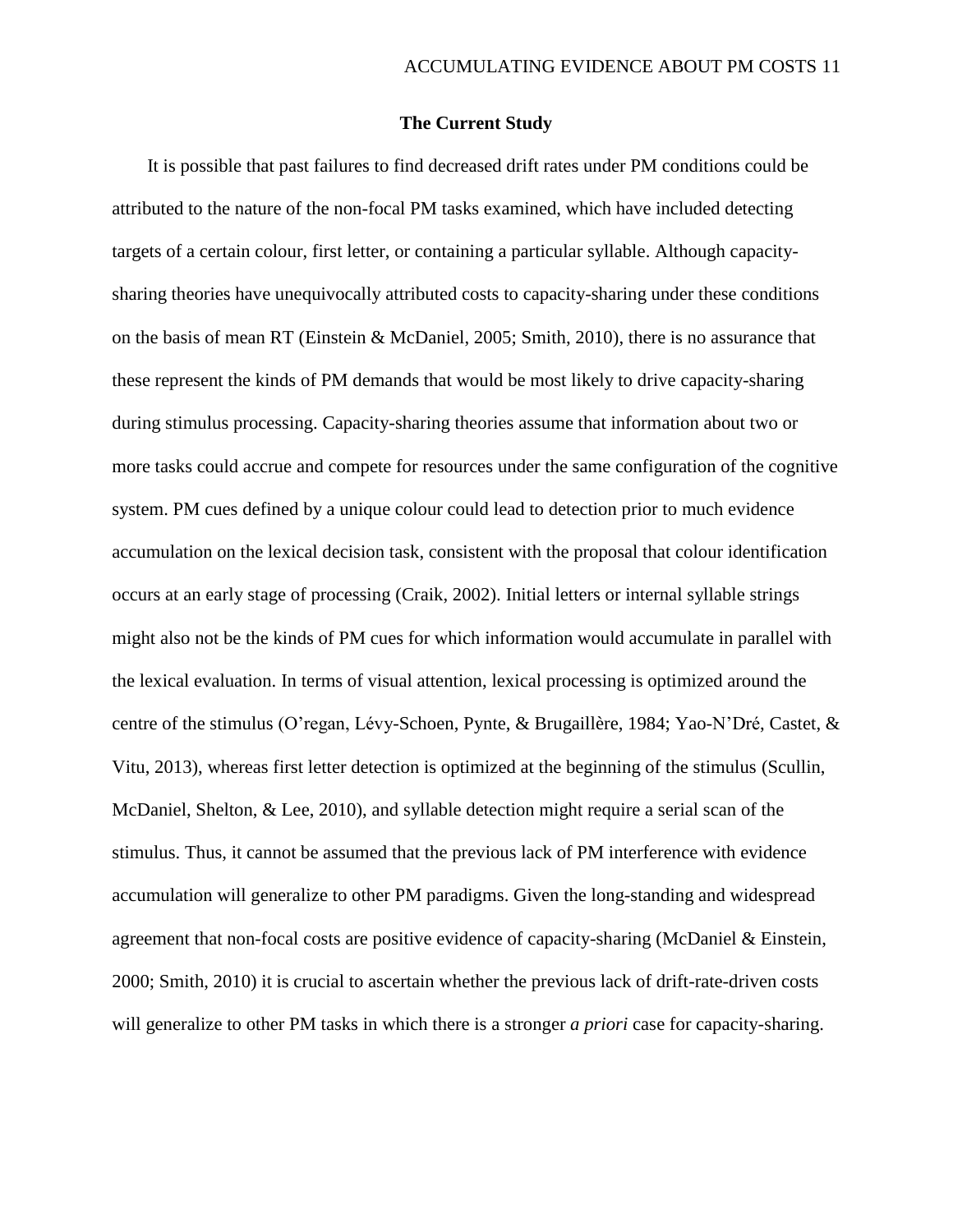## The Current Study

It is possible that past failures to find decreased drift rates under PM conditions could be attributed to the nature of the non-focal PM tasks examined, which have included detecting targets of a certain colour, first letter, or containing a particular syllable. Although capacity-sharing theories have unequivocally attributed costs to capacity-sharing under these conditions on the basis of mean RT (Einstein & McDaniel, 2005; Smith, 2010), there is no assurance that these represent the kinds of PM demands that would be most likely to drive capacity-sharing during stimulus processing. Capacity-sharing theories assume that information about two or more tasks could accrue and compete for resources under the same configuration of the cognitive system. PM cues defined by a unique colour could lead to detection prior to much evidence accumulation on the lexical decision task, consistent with the proposal that colour identification occurs at an early stage of processing (Craik, 2002). Initial letters or internal syllable strings might also not be the kinds of PM cues for which information would accumulate in parallel with the lexical evaluation. In terms of visual attention, lexical processing is optimized around the centre of the stimulus (O'regan, Lévy-Schoen, Pynte, & Brugaillère, 1984; Yao-N'Dré, Castet, & Vitu, 2013), whereas first letter detection is optimized at the beginning of the stimulus (Scullin, McDaniel, Shelton, & Lee, 2010), and syllable detection might require a serial scan of the stimulus. Thus, it cannot be assumed that the previous lack of PM interference with evidence accumulation will generalize to other PM paradigms. Given the long-standing and widespread agreement that non-focal costs are positive evidence of capacity-sharing (McDaniel & Einstein, 2000; Smith, 2010) it is crucial to ascertain whether the previous lack of drift-rate-driven costs will generalize to other PM tasks in which there is a stronger *a priori* case for capacity-sharing.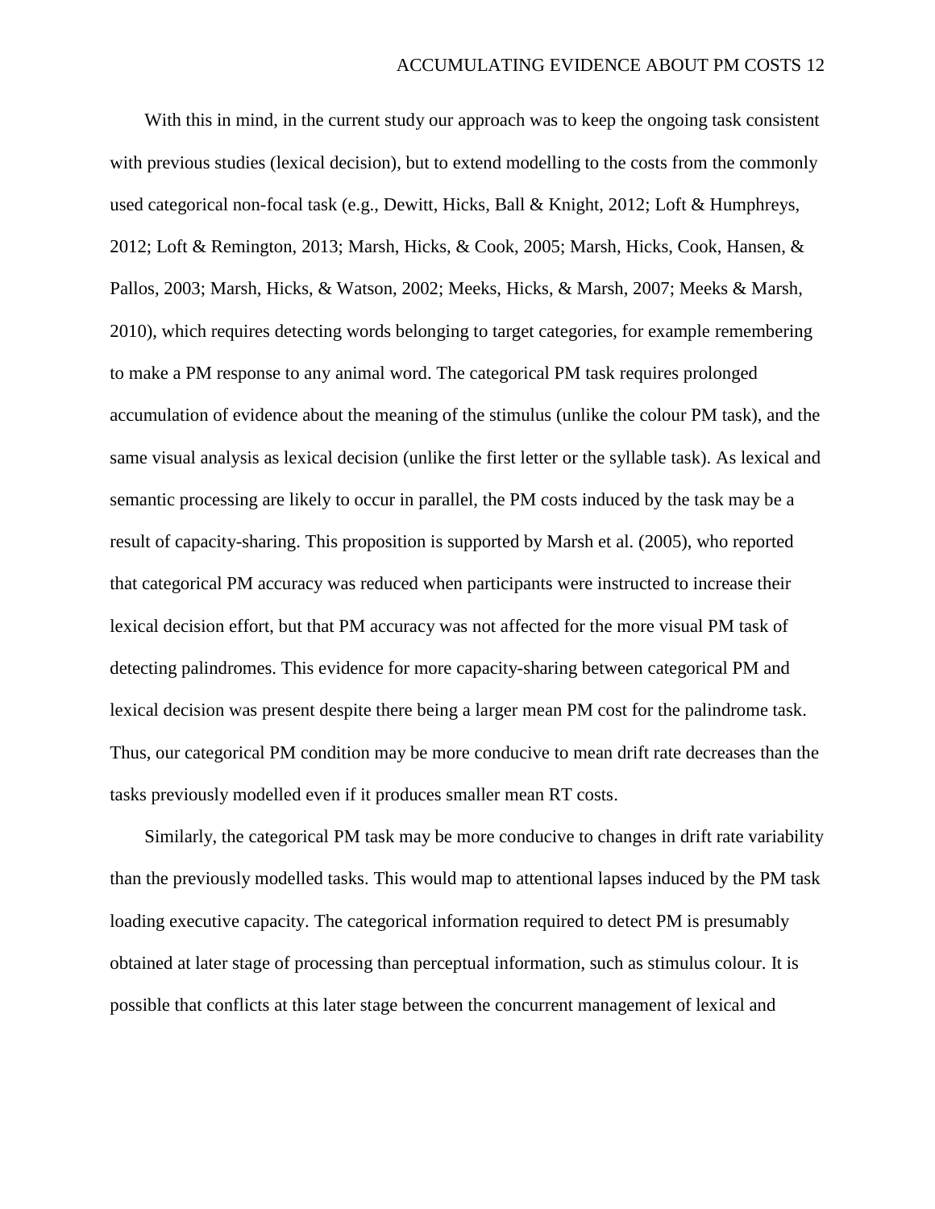With this in mind, in the current study our approach was to keep the ongoing task consistent with previous studies (lexical decision), but to extend modelling to the costs from the commonly used categorical non-focal task (e.g., Dewitt, Hicks, Ball & Knight, 2012; Loft & Humphreys, 2012; Loft & Remington, 2013; Marsh, Hicks, & Cook, 2005; Marsh, Hicks, Cook, Hansen, & Pallos, 2003; Marsh, Hicks, & Watson, 2002; Meeks, Hicks, & Marsh, 2007; Meeks & Marsh, 2010), which requires detecting words belonging to target categories, for example remembering to make a PM response to any animal word. The categorical PM task requires prolonged accumulation of evidence about the meaning of the stimulus (unlike the colour PM task), and the same visual analysis as lexical decision (unlike the first letter or the syllable task). As lexical and semantic processing are likely to occur in parallel, the PM costs induced by the task may be a result of capacity-sharing. This proposition is supported by Marsh et al. (2005), who reported that categorical PM accuracy was reduced when participants were instructed to increase their lexical decision effort, but that PM accuracy was not affected for the more visual PM task of detecting palindromes. This evidence for more capacity-sharing between categorical PM and lexical decision was present despite there being a larger mean PM cost for the palindrome task. Thus, our categorical PM condition may be more conducive to mean drift rate decreases than the tasks previously modelled even if it produces smaller mean RT costs.

Similarly, the categorical PM task may be more conducive to changes in drift rate variability than the previously modelled tasks. This would map to attentional lapses induced by the PM task loading executive capacity. The categorical information required to detect PM is presumably obtained at later stage of processing than perceptual information, such as stimulus colour. It is possible that conflicts at this later stage between the concurrent management of lexical and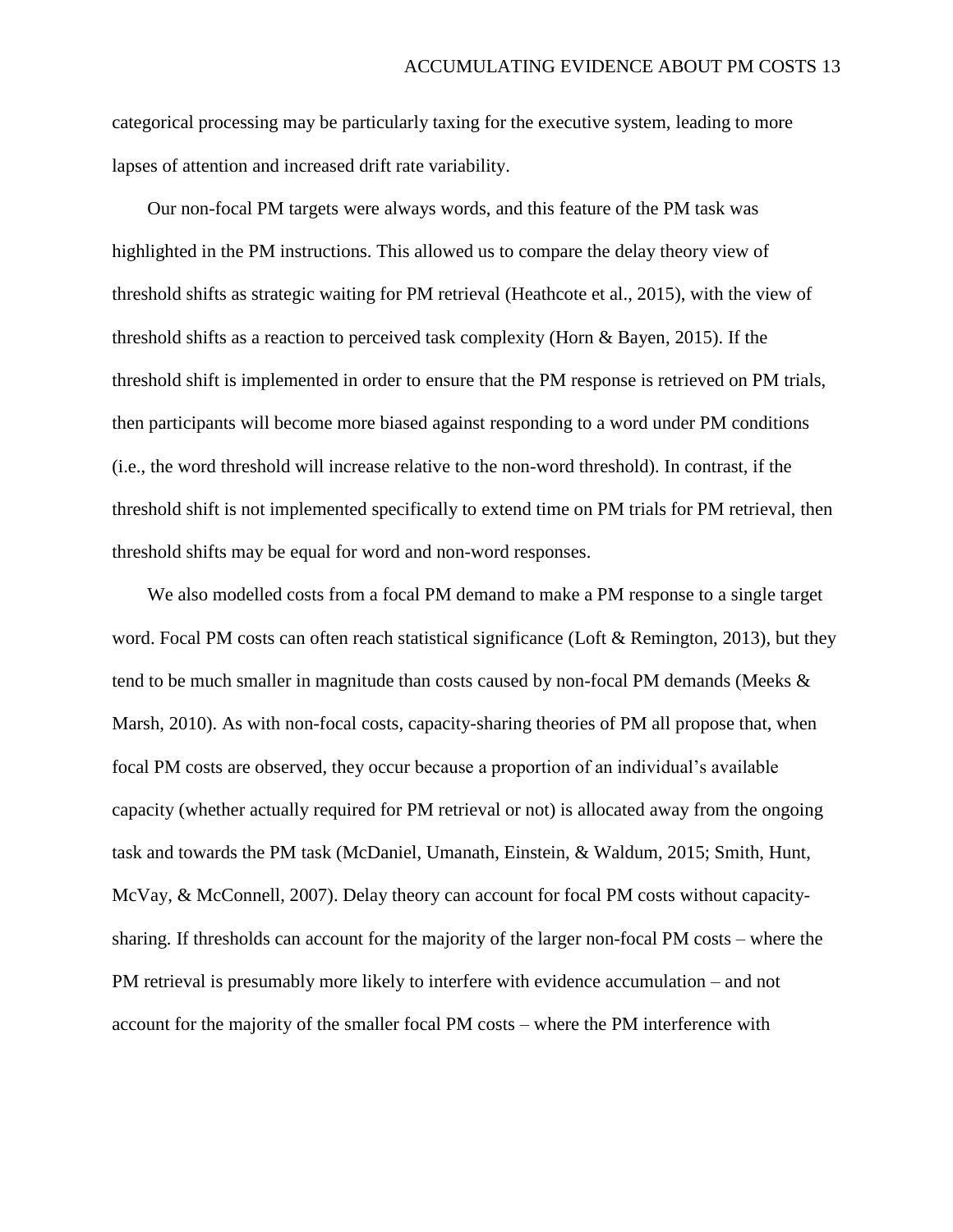categorical processing may be particularly taxing for the executive system, leading to more lapses of attention and increased drift rate variability.

Our non-focal PM targets were always words, and this feature of the PM task was highlighted in the PM instructions. This allowed us to compare the delay theory view of threshold shifts as strategic waiting for PM retrieval (Heathcote et al., 2015), with the view of threshold shifts as a reaction to perceived task complexity (Horn & Bayen, 2015). If the threshold shift is implemented in order to ensure that the PM response is retrieved on PM trials, then participants will become more biased against responding to a word under PM conditions (i.e., the word threshold will increase relative to the non-word threshold). In contrast, if the threshold shift is not implemented specifically to extend time on PM trials for PM retrieval, then threshold shifts may be equal for word and non-word responses.

We also modelled costs from a focal PM demand to make a PM response to a single target word. Focal PM costs can often reach statistical significance (Loft & Remington, 2013), but they tend to be much smaller in magnitude than costs caused by non-focal PM demands (Meeks & Marsh, 2010). As with non-focal costs, capacity-sharing theories of PM all propose that, when focal PM costs are observed, they occur because a proportion of an individual's available capacity (whether actually required for PM retrieval or not) is allocated away from the ongoing task and towards the PM task (McDaniel, Umanath, Einstein, & Waldum, 2015; Smith, Hunt, McVay, & McConnell, 2007). Delay theory can account for focal PM costs without capacity-sharing. If thresholds can account for the majority of the larger non-focal PM costs – where the PM retrieval is presumably more likely to interfere with evidence accumulation – and not account for the majority of the smaller focal PM costs – where the PM interference with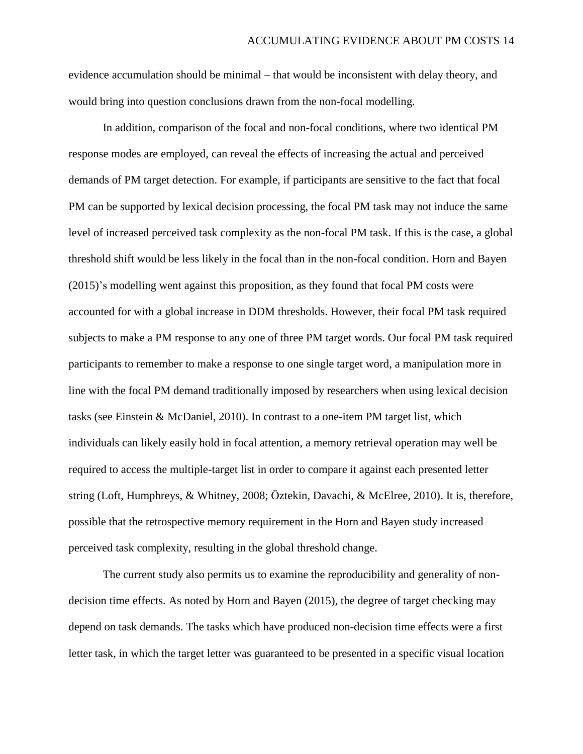evidence accumulation should be minimal – that would be inconsistent with delay theory, and would bring into question conclusions drawn from the non-focal modelling.

In addition, comparison of the focal and non-focal conditions, where two identical PM response modes are employed, can reveal the effects of increasing the actual and perceived demands of PM target detection. For example, if participants are sensitive to the fact that focal PM can be supported by lexical decision processing, the focal PM task may not induce the same level of increased perceived task complexity as the non-focal PM task. If this is the case, a global threshold shift would be less likely in the focal than in the non-focal condition. Horn and Bayen (2015)'s modelling went against this proposition, as they found that focal PM costs were accounted for with a global increase in DDM thresholds. However, their focal PM task required subjects to make a PM response to any one of three PM target words. Our focal PM task required participants to remember to make a response to one single target word, a manipulation more in line with the focal PM demand traditionally imposed by researchers when using lexical decision tasks (see Einstein & McDaniel, 2010). In contrast to a one-item PM target list, which individuals can likely easily hold in focal attention, a memory retrieval operation may well be required to access the multiple-target list in order to compare it against each presented letter string (Loft, Humphreys, & Whitney, 2008; Öztekin, Davachi, & McElree, 2010). It is, therefore, possible that the retrospective memory requirement in the Horn and Bayen study increased perceived task complexity, resulting in the global threshold change.

The current study also permits us to examine the reproducibility and generality of non-decision time effects. As noted by Horn and Bayen (2015), the degree of target checking may depend on task demands. The tasks which have produced non-decision time effects were a first letter task, in which the target letter was guaranteed to be presented in a specific visual location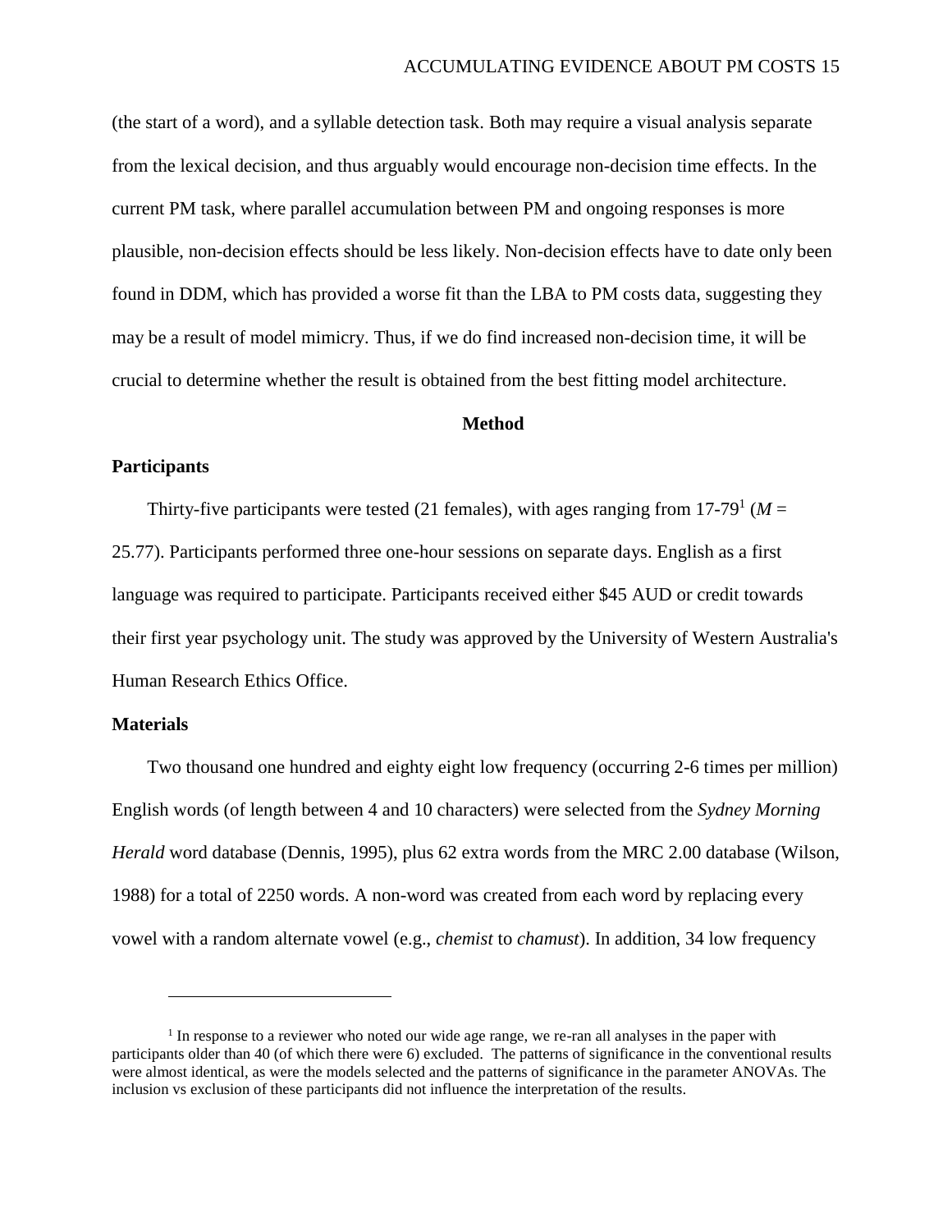(the start of a word), and a syllable detection task. Both may require a visual analysis separate from the lexical decision, and thus arguably would encourage non-decision time effects. In the current PM task, where parallel accumulation between PM and ongoing responses is more plausible, non-decision effects should be less likely. Non-decision effects have to date only been found in DDM, which has provided a worse fit than the LBA to PM costs data, suggesting they may be a result of model mimicry. Thus, if we do find increased non-decision time, it will be crucial to determine whether the result is obtained from the best fitting model architecture.

## Method

### Participants

Thirty-five participants were tested (21 females), with ages ranging from 17-79[1] (*M* = 25.77). Participants performed three one-hour sessions on separate days. English as a first language was required to participate. Participants received either $45 AUD or credit towards their first year psychology unit. The study was approved by the University of Western Australia's Human Research Ethics Office.

### Materials

Two thousand one hundred and eighty eight low frequency (occurring 2-6 times per million) English words (of length between 4 and 10 characters) were selected from the *Sydney Morning Herald* word database (Dennis, 1995), plus 62 extra words from the MRC 2.00 database (Wilson, 1988) for a total of 2250 words. A non-word was created from each word by replacing every vowel with a random alternate vowel (e.g., *chemist* to *chamust*). In addition, 34 low frequency

---

[1] In response to a reviewer who noted our wide age range, we re-ran all analyses in the paper with participants older than 40 (of which there were 6) excluded. The patterns of significance in the conventional results were almost identical, as were the models selected and the patterns of significance in the parameter ANOVAs. The inclusion vs exclusion of these participants did not influence the interpretation of the results.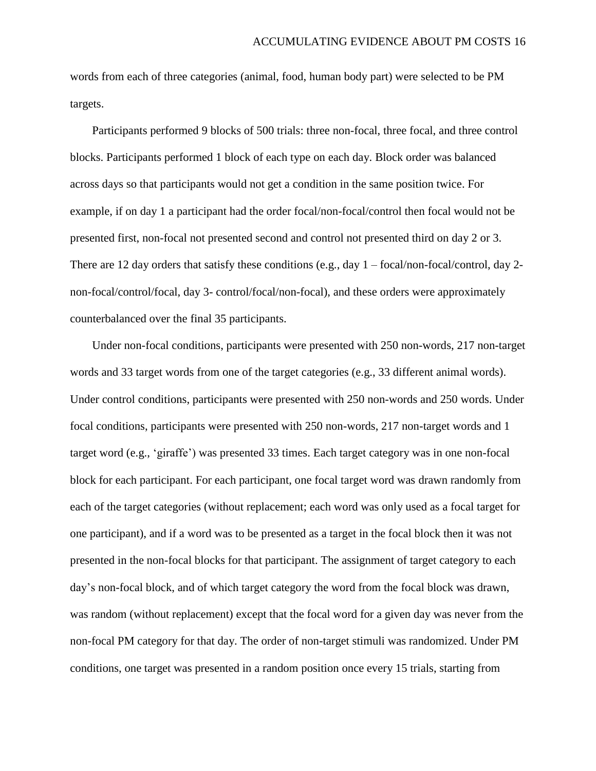words from each of three categories (animal, food, human body part) were selected to be PM targets.

Participants performed 9 blocks of 500 trials: three non-focal, three focal, and three control blocks. Participants performed 1 block of each type on each day. Block order was balanced across days so that participants would not get a condition in the same position twice. For example, if on day 1 a participant had the order focal/non-focal/control then focal would not be presented first, non-focal not presented second and control not presented third on day 2 or 3. There are 12 day orders that satisfy these conditions (e.g., day 1 – focal/non-focal/control, day 2- non-focal/control/focal, day 3- control/focal/non-focal), and these orders were approximately counterbalanced over the final 35 participants.

Under non-focal conditions, participants were presented with 250 non-words, 217 non-target words and 33 target words from one of the target categories (e.g., 33 different animal words). Under control conditions, participants were presented with 250 non-words and 250 words. Under focal conditions, participants were presented with 250 non-words, 217 non-target words and 1 target word (e.g., 'giraffe') was presented 33 times. Each target category was in one non-focal block for each participant. For each participant, one focal target word was drawn randomly from each of the target categories (without replacement; each word was only used as a focal target for one participant), and if a word was to be presented as a target in the focal block then it was not presented in the non-focal blocks for that participant. The assignment of target category to each day's non-focal block, and of which target category the word from the focal block was drawn, was random (without replacement) except that the focal word for a given day was never from the non-focal PM category for that day. The order of non-target stimuli was randomized. Under PM conditions, one target was presented in a random position once every 15 trials, starting from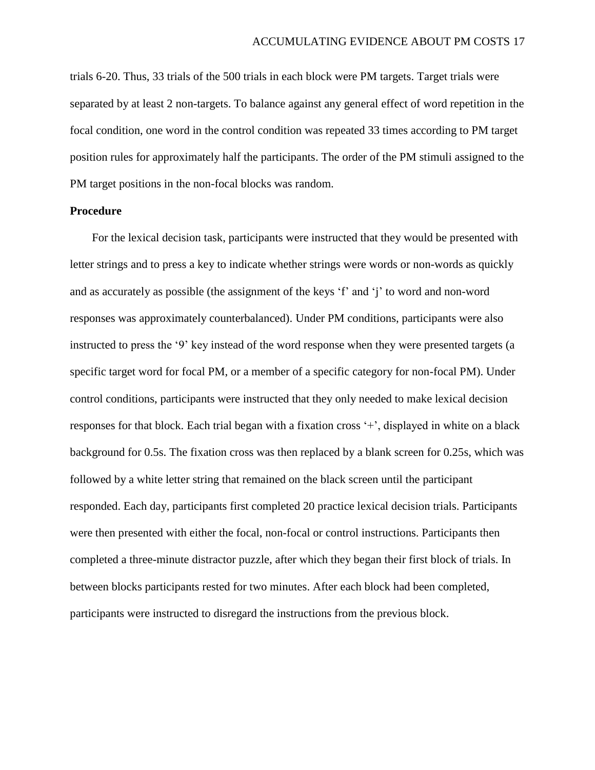trials 6-20. Thus, 33 trials of the 500 trials in each block were PM targets. Target trials were separated by at least 2 non-targets. To balance against any general effect of word repetition in the focal condition, one word in the control condition was repeated 33 times according to PM target position rules for approximately half the participants. The order of the PM stimuli assigned to the PM target positions in the non-focal blocks was random.

**Procedure**

For the lexical decision task, participants were instructed that they would be presented with letter strings and to press a key to indicate whether strings were words or non-words as quickly and as accurately as possible (the assignment of the keys 'f' and 'j' to word and non-word responses was approximately counterbalanced). Under PM conditions, participants were also instructed to press the '9' key instead of the word response when they were presented targets (a specific target word for focal PM, or a member of a specific category for non-focal PM). Under control conditions, participants were instructed that they only needed to make lexical decision responses for that block. Each trial began with a fixation cross '+', displayed in white on a black background for 0.5s. The fixation cross was then replaced by a blank screen for 0.25s, which was followed by a white letter string that remained on the black screen until the participant responded. Each day, participants first completed 20 practice lexical decision trials. Participants were then presented with either the focal, non-focal or control instructions. Participants then completed a three-minute distractor puzzle, after which they began their first block of trials. In between blocks participants rested for two minutes. After each block had been completed, participants were instructed to disregard the instructions from the previous block.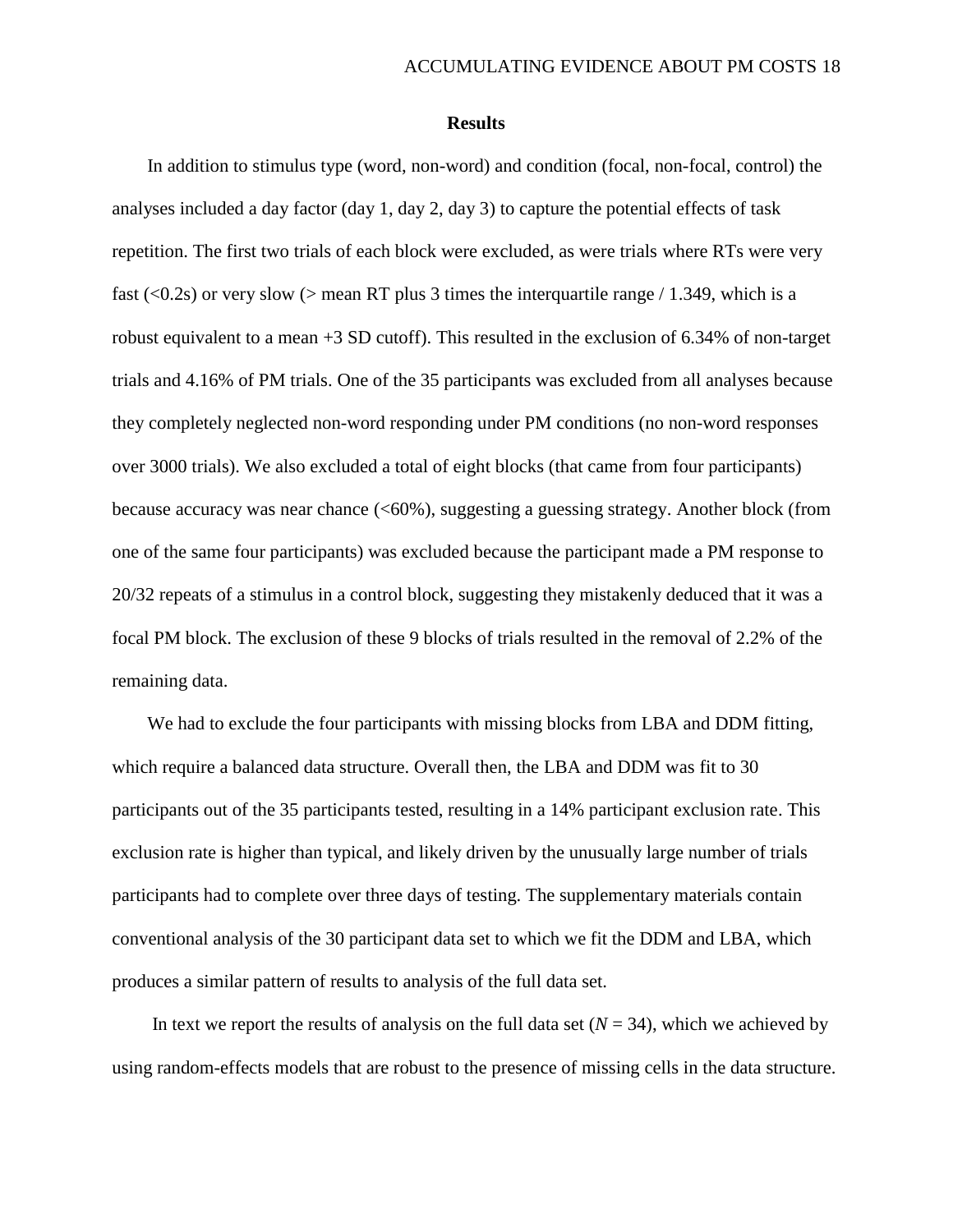## Results

In addition to stimulus type (word, non-word) and condition (focal, non-focal, control) the analyses included a day factor (day 1, day 2, day 3) to capture the potential effects of task repetition. The first two trials of each block were excluded, as were trials where RTs were very fast (<0.2s) or very slow (> mean RT plus 3 times the interquartile range / 1.349, which is a robust equivalent to a mean +3 SD cutoff). This resulted in the exclusion of 6.34% of non-target trials and 4.16% of PM trials. One of the 35 participants was excluded from all analyses because they completely neglected non-word responding under PM conditions (no non-word responses over 3000 trials). We also excluded a total of eight blocks (that came from four participants) because accuracy was near chance (<60%), suggesting a guessing strategy. Another block (from one of the same four participants) was excluded because the participant made a PM response to 20/32 repeats of a stimulus in a control block, suggesting they mistakenly deduced that it was a focal PM block. The exclusion of these 9 blocks of trials resulted in the removal of 2.2% of the remaining data.

We had to exclude the four participants with missing blocks from LBA and DDM fitting, which require a balanced data structure. Overall then, the LBA and DDM was fit to 30 participants out of the 35 participants tested, resulting in a 14% participant exclusion rate. This exclusion rate is higher than typical, and likely driven by the unusually large number of trials participants had to complete over three days of testing. The supplementary materials contain conventional analysis of the 30 participant data set to which we fit the DDM and LBA, which produces a similar pattern of results to analysis of the full data set.

In text we report the results of analysis on the full data set ($N$ = 34), which we achieved by using random-effects models that are robust to the presence of missing cells in the data structure.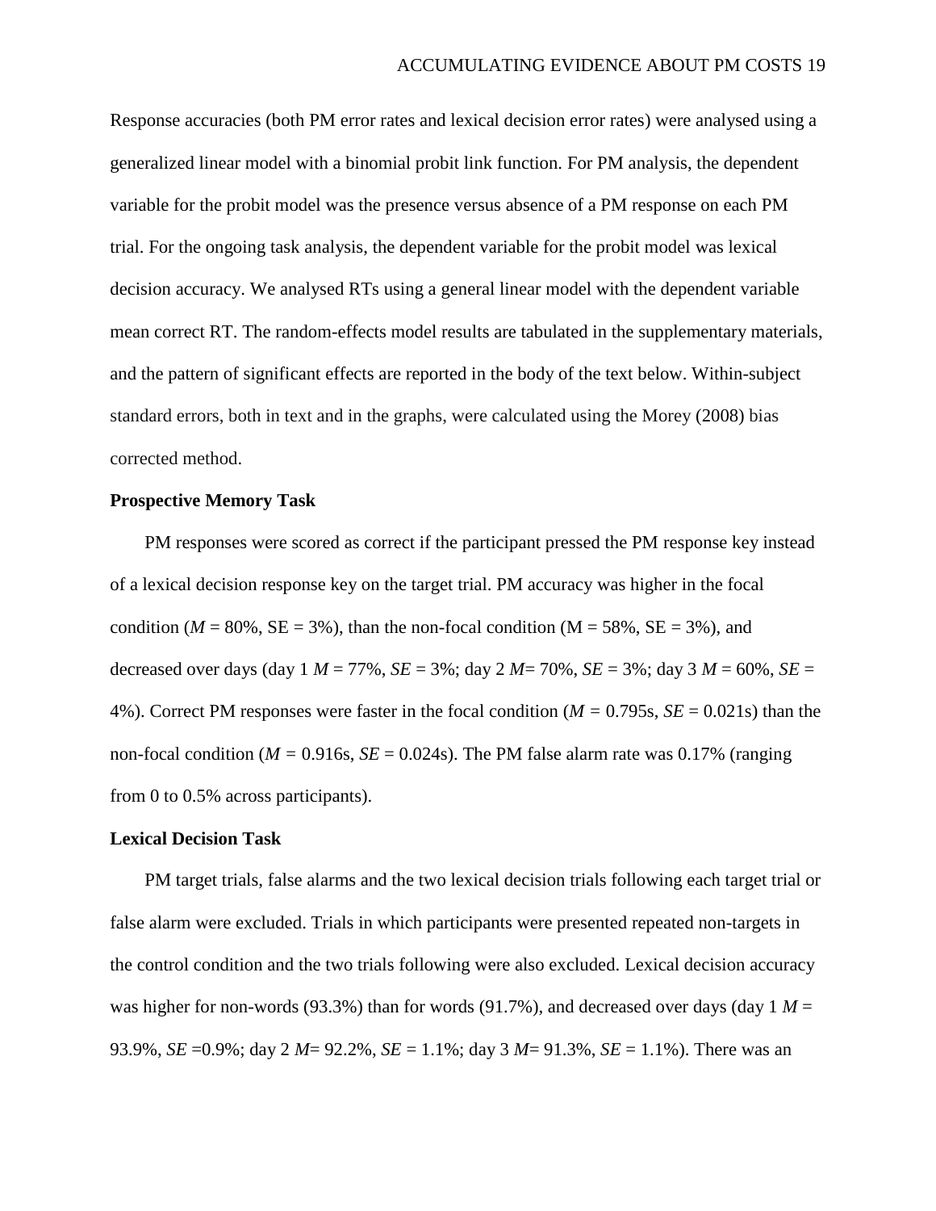Response accuracies (both PM error rates and lexical decision error rates) were analysed using a generalized linear model with a binomial probit link function. For PM analysis, the dependent variable for the probit model was the presence versus absence of a PM response on each PM trial. For the ongoing task analysis, the dependent variable for the probit model was lexical decision accuracy. We analysed RTs using a general linear model with the dependent variable mean correct RT. The random-effects model results are tabulated in the supplementary materials, and the pattern of significant effects are reported in the body of the text below. Within-subject standard errors, both in text and in the graphs, were calculated using the Morey (2008) bias corrected method.

**Prospective Memory Task**

PM responses were scored as correct if the participant pressed the PM response key instead of a lexical decision response key on the target trial. PM accuracy was higher in the focal condition (*M* = 80%, SE = 3%), than the non-focal condition (M = 58%, SE = 3%), and decreased over days (day 1 *M* = 77%, *SE* = 3%; day 2 *M*= 70%, *SE* = 3%; day 3 *M* = 60%, *SE* = 4%). Correct PM responses were faster in the focal condition (*M* = 0.795s, *SE* = 0.021s) than the non-focal condition (*M* = 0.916s, *SE* = 0.024s). The PM false alarm rate was 0.17% (ranging from 0 to 0.5% across participants).

**Lexical Decision Task**

PM target trials, false alarms and the two lexical decision trials following each target trial or false alarm were excluded. Trials in which participants were presented repeated non-targets in the control condition and the two trials following were also excluded. Lexical decision accuracy was higher for non-words (93.3%) than for words (91.7%), and decreased over days (day 1 *M* = 93.9%, *SE* =0.9%; day 2 *M*= 92.2%, *SE* = 1.1%; day 3 *M*= 91.3%, *SE* = 1.1%). There was an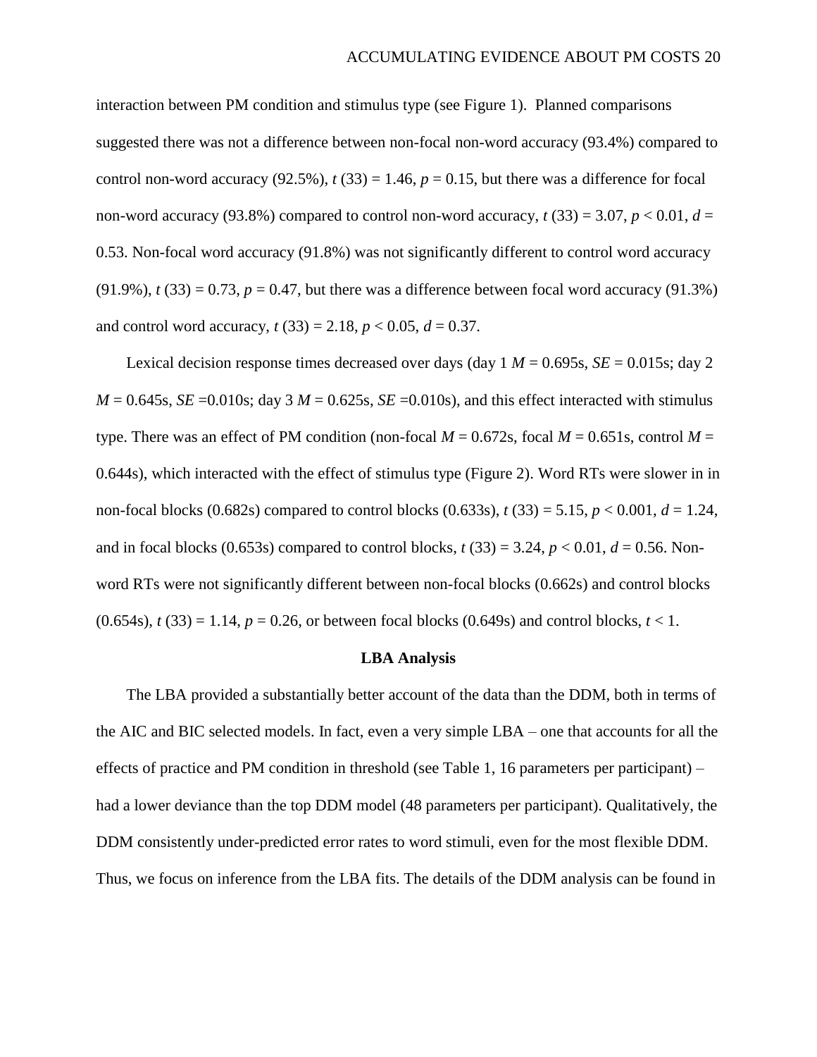interaction between PM condition and stimulus type (see Figure 1). Planned comparisons suggested there was not a difference between non-focal non-word accuracy (93.4%) compared to control non-word accuracy (92.5%), $t$ (33) = 1.46, $p$ = 0.15, but there was a difference for focal non-word accuracy (93.8%) compared to control non-word accuracy, $t$ (33) = 3.07, $p < 0.01$, $d$ = 0.53. Non-focal word accuracy (91.8%) was not significantly different to control word accuracy (91.9%), $t$ (33) = 0.73, $p$ = 0.47, but there was a difference between focal word accuracy (91.3%) and control word accuracy, $t$ (33) = 2.18, $p < 0.05$, $d$ = 0.37.

Lexical decision response times decreased over days (day 1 $M$ = 0.695s, $SE$ = 0.015s; day 2 $M$ = 0.645s, $SE$ =0.010s; day 3 $M$ = 0.625s, $SE$ =0.010s), and this effect interacted with stimulus type. There was an effect of PM condition (non-focal $M$ = 0.672s, focal $M$ = 0.651s, control $M$ = 0.644s), which interacted with the effect of stimulus type (Figure 2). Word RTs were slower in in non-focal blocks (0.682s) compared to control blocks (0.633s), $t$ (33) = 5.15, $p < 0.001$, $d$ = 1.24, and in focal blocks (0.653s) compared to control blocks, $t$ (33) = 3.24, $p < 0.01$, $d$ = 0.56. Non-word RTs were not significantly different between non-focal blocks (0.662s) and control blocks (0.654s), $t$ (33) = 1.14, $p$ = 0.26, or between focal blocks (0.649s) and control blocks, $t < 1$.

## LBA Analysis

The LBA provided a substantially better account of the data than the DDM, both in terms of the AIC and BIC selected models. In fact, even a very simple LBA – one that accounts for all the effects of practice and PM condition in threshold (see Table 1, 16 parameters per participant) – had a lower deviance than the top DDM model (48 parameters per participant). Qualitatively, the DDM consistently under-predicted error rates to word stimuli, even for the most flexible DDM. Thus, we focus on inference from the LBA fits. The details of the DDM analysis can be found in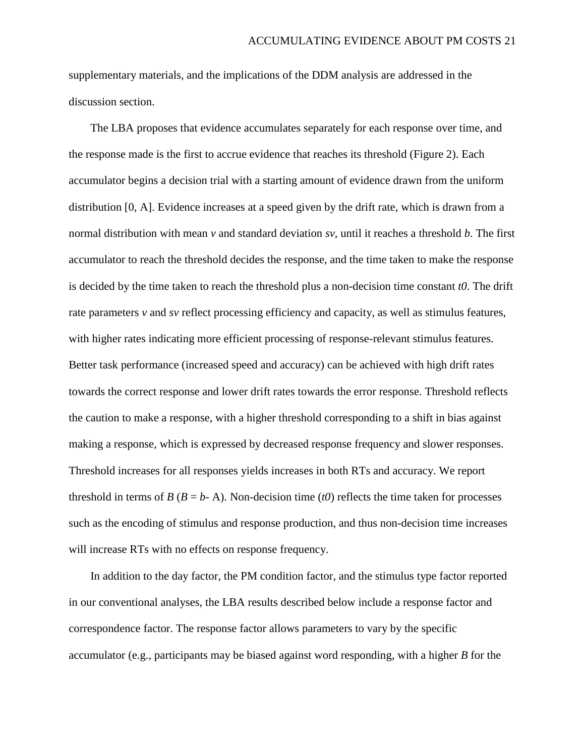supplementary materials, and the implications of the DDM analysis are addressed in the discussion section.

The LBA proposes that evidence accumulates separately for each response over time, and the response made is the first to accrue evidence that reaches its threshold (Figure 2). Each accumulator begins a decision trial with a starting amount of evidence drawn from the uniform distribution [0, A]. Evidence increases at a speed given by the drift rate, which is drawn from a normal distribution with mean $v$ and standard deviation $sv$, until it reaches a threshold $b$. The first accumulator to reach the threshold decides the response, and the time taken to make the response is decided by the time taken to reach the threshold plus a non-decision time constant $t0$. The drift rate parameters $v$ and $sv$ reflect processing efficiency and capacity, as well as stimulus features, with higher rates indicating more efficient processing of response-relevant stimulus features. Better task performance (increased speed and accuracy) can be achieved with high drift rates towards the correct response and lower drift rates towards the error response. Threshold reflects the caution to make a response, with a higher threshold corresponding to a shift in bias against making a response, which is expressed by decreased response frequency and slower responses. Threshold increases for all responses yields increases in both RTs and accuracy. We report threshold in terms of $B$ ($B = b$- A). Non-decision time ($t0$) reflects the time taken for processes such as the encoding of stimulus and response production, and thus non-decision time increases will increase RTs with no effects on response frequency.

In addition to the day factor, the PM condition factor, and the stimulus type factor reported in our conventional analyses, the LBA results described below include a response factor and correspondence factor. The response factor allows parameters to vary by the specific accumulator (e.g., participants may be biased against word responding, with a higher $B$ for the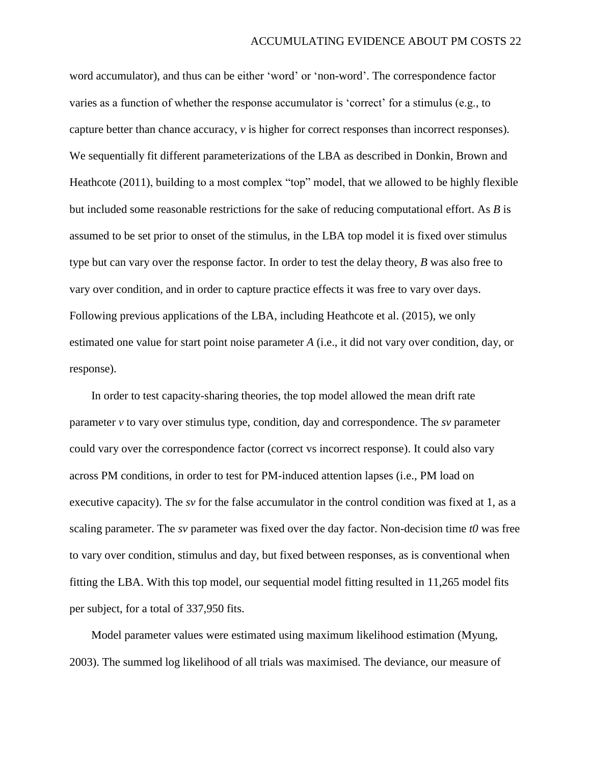word accumulator), and thus can be either 'word' or 'non-word'. The correspondence factor varies as a function of whether the response accumulator is 'correct' for a stimulus (e.g., to capture better than chance accuracy, $v$ is higher for correct responses than incorrect responses). We sequentially fit different parameterizations of the LBA as described in Donkin, Brown and Heathcote (2011), building to a most complex "top" model, that we allowed to be highly flexible but included some reasonable restrictions for the sake of reducing computational effort. As $B$ is assumed to be set prior to onset of the stimulus, in the LBA top model it is fixed over stimulus type but can vary over the response factor. In order to test the delay theory, $B$ was also free to vary over condition, and in order to capture practice effects it was free to vary over days. Following previous applications of the LBA, including Heathcote et al. (2015), we only estimated one value for start point noise parameter $A$ (i.e., it did not vary over condition, day, or response).

In order to test capacity-sharing theories, the top model allowed the mean drift rate parameter $v$ to vary over stimulus type, condition, day and correspondence. The $sv$ parameter could vary over the correspondence factor (correct vs incorrect response). It could also vary across PM conditions, in order to test for PM-induced attention lapses (i.e., PM load on executive capacity). The $sv$ for the false accumulator in the control condition was fixed at 1, as a scaling parameter. The $sv$ parameter was fixed over the day factor. Non-decision time $t0$ was free to vary over condition, stimulus and day, but fixed between responses, as is conventional when fitting the LBA. With this top model, our sequential model fitting resulted in 11,265 model fits per subject, for a total of 337,950 fits.

Model parameter values were estimated using maximum likelihood estimation (Myung, 2003). The summed log likelihood of all trials was maximised. The deviance, our measure of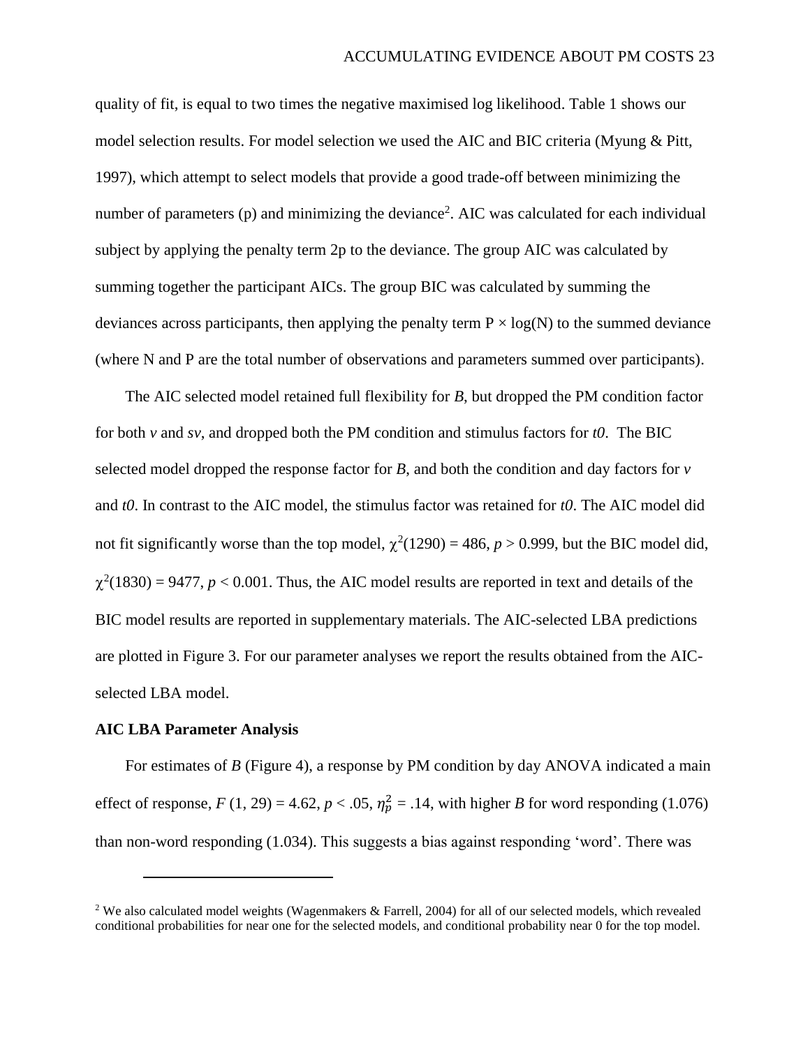quality of fit, is equal to two times the negative maximised log likelihood. Table 1 shows our model selection results. For model selection we used the AIC and BIC criteria (Myung & Pitt, 1997), which attempt to select models that provide a good trade-off between minimizing the number of parameters (p) and minimizing the deviance[2]. AIC was calculated for each individual subject by applying the penalty term 2p to the deviance. The group AIC was calculated by summing together the participant AICs. The group BIC was calculated by summing the deviances across participants, then applying the penalty term P × log(N) to the summed deviance (where N and P are the total number of observations and parameters summed over participants).

The AIC selected model retained full flexibility for *B*, but dropped the PM condition factor for both *v* and *sv*, and dropped both the PM condition and stimulus factors for *t0*. The BIC selected model dropped the response factor for *B*, and both the condition and day factors for *v* and *t0*. In contrast to the AIC model, the stimulus factor was retained for *t0*. The AIC model did not fit significantly worse than the top model, $\chi^2(1290) = 486$, $p > 0.999$, but the BIC model did, $\chi^2(1830) = 9477$, $p < 0.001$. Thus, the AIC model results are reported in text and details of the BIC model results are reported in supplementary materials. The AIC-selected LBA predictions are plotted in Figure 3. For our parameter analyses we report the results obtained from the AIC-selected LBA model.

### AIC LBA Parameter Analysis

For estimates of *B* (Figure 4), a response by PM condition by day ANOVA indicated a main effect of response, $F(1, 29) = 4.62$, $p < .05$, $\eta_p^2 = .14$, with higher *B* for word responding (1.076) than non-word responding (1.034). This suggests a bias against responding 'word'. There was

[2] We also calculated model weights (Wagenmakers & Farrell, 2004) for all of our selected models, which revealed conditional probabilities for near one for the selected models, and conditional probability near 0 for the top model.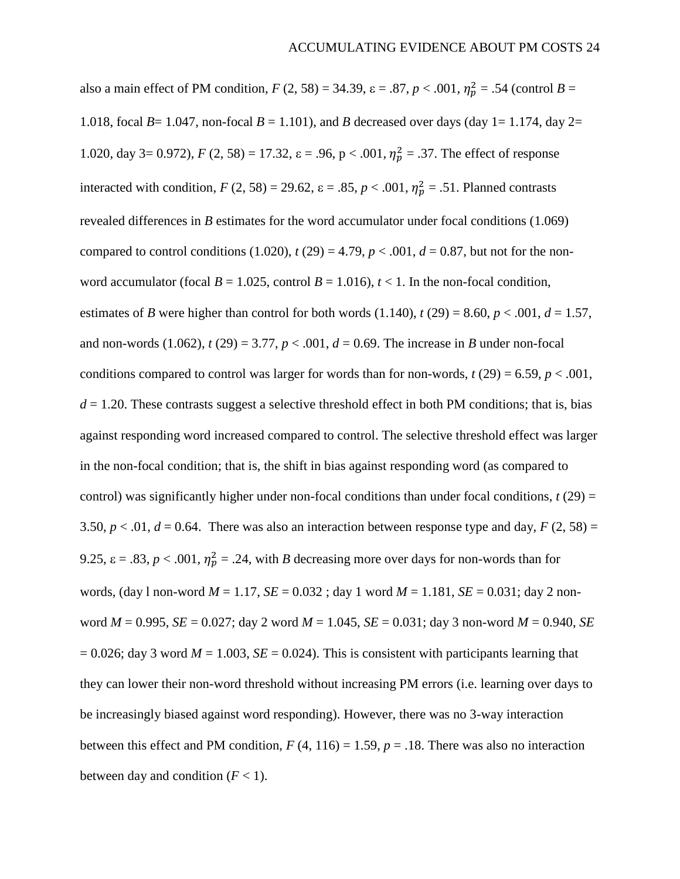also a main effect of PM condition, $F$ (2, 58) = 34.39, ε = .87, $p < .001$, $\eta_p^2 = .54$ (control $B$ = 1.018, focal $B$= 1.047, non-focal $B$ = 1.101), and $B$ decreased over days (day 1= 1.174, day 2= 1.020, day 3= 0.972), $F$ (2, 58) = 17.32, ε = .96, p < .001, $\eta_p^2 = .37$. The effect of response interacted with condition, $F$ (2, 58) = 29.62, ε = .85, $p < .001$, $\eta_p^2 = .51$. Planned contrasts revealed differences in $B$ estimates for the word accumulator under focal conditions (1.069) compared to control conditions (1.020), $t$ (29) = 4.79, $p < .001$, $d$ = 0.87, but not for the non-word accumulator (focal $B$ = 1.025, control $B$ = 1.016), $t < 1$. In the non-focal condition, estimates of $B$ were higher than control for both words (1.140), $t$ (29) = 8.60, $p < .001$, $d$ = 1.57, and non-words (1.062), $t$ (29) = 3.77, $p < .001$, $d$ = 0.69. The increase in $B$ under non-focal conditions compared to control was larger for words than for non-words, $t$ (29) = 6.59, $p < .001$, $d$ = 1.20. These contrasts suggest a selective threshold effect in both PM conditions; that is, bias against responding word increased compared to control. The selective threshold effect was larger in the non-focal condition; that is, the shift in bias against responding word (as compared to control) was significantly higher under non-focal conditions than under focal conditions, $t$ (29) = 3.50, $p < .01$, $d$ = 0.64. There was also an interaction between response type and day, $F$ (2, 58) = 9.25, ε = .83, $p < .001$, $\eta_p^2 = .24$, with $B$ decreasing more over days for non-words than for words, (day l non-word $M$ = 1.17, $SE$ = 0.032 ; day 1 word $M$ = 1.181, $SE$ = 0.031; day 2 non-word $M$ = 0.995, $SE$ = 0.027; day 2 word $M$ = 1.045, $SE$ = 0.031; day 3 non-word $M$ = 0.940, $SE$ = 0.026; day 3 word $M$ = 1.003, $SE$ = 0.024). This is consistent with participants learning that they can lower their non-word threshold without increasing PM errors (i.e. learning over days to be increasingly biased against word responding). However, there was no 3-way interaction between this effect and PM condition, $F$ (4, 116) = 1.59, $p$ = .18. There was also no interaction between day and condition ($F < 1$).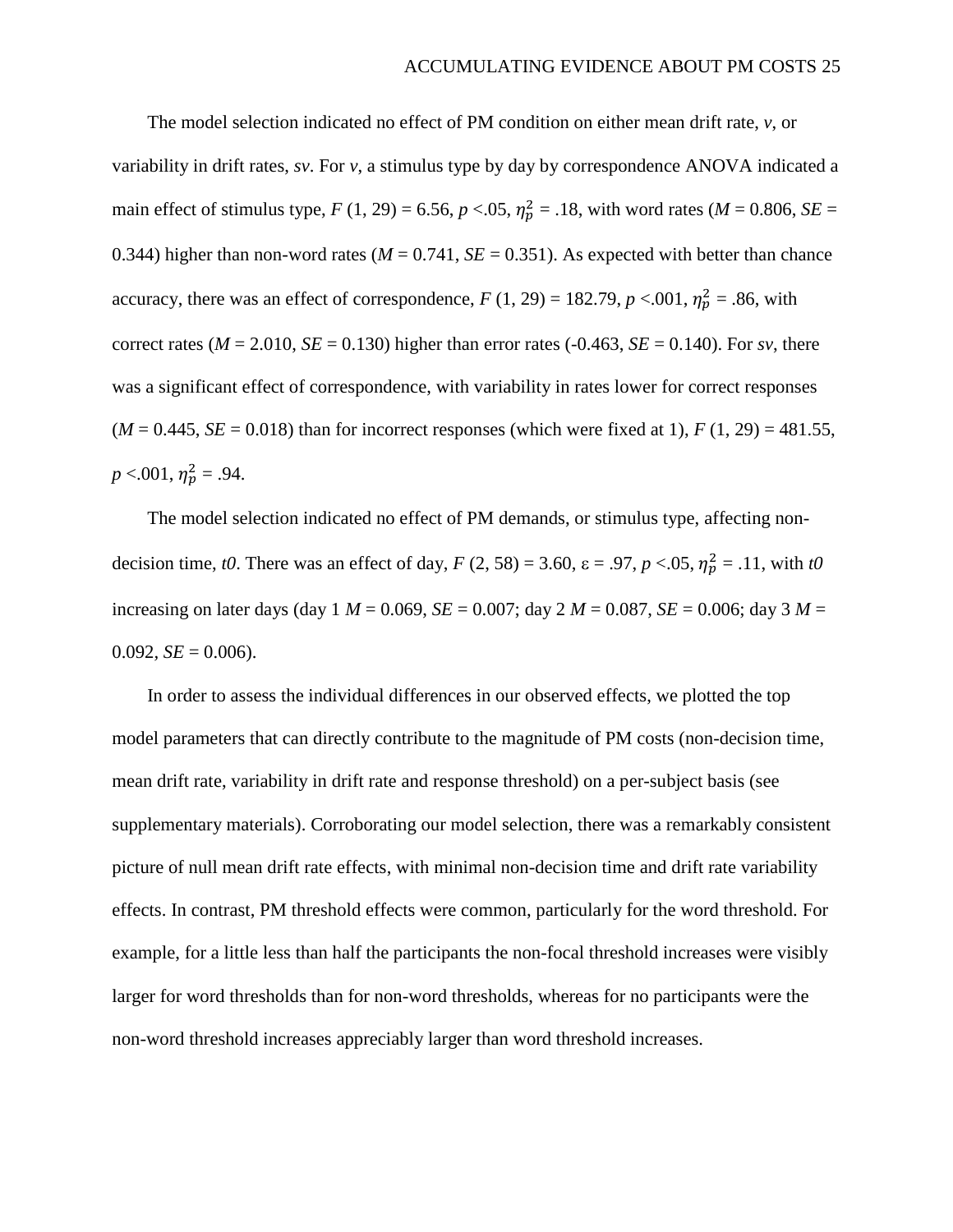The model selection indicated no effect of PM condition on either mean drift rate, *v*, or variability in drift rates, *sv*. For *v*, a stimulus type by day by correspondence ANOVA indicated a main effect of stimulus type, $F$ (1, 29) = 6.56, $p$ <.05, $\eta_p^2$ = .18, with word rates ($M$ = 0.806, $SE$ = 0.344) higher than non-word rates ($M$ = 0.741, $SE$ = 0.351). As expected with better than chance accuracy, there was an effect of correspondence, $F$ (1, 29) = 182.79, $p$ <.001, $\eta_p^2$ = .86, with correct rates ($M$ = 2.010, $SE$ = 0.130) higher than error rates (-0.463, $SE$ = 0.140). For *sv*, there was a significant effect of correspondence, with variability in rates lower for correct responses ($M$ = 0.445, $SE$ = 0.018) than for incorrect responses (which were fixed at 1), $F$ (1, 29) = 481.55, $p$ <.001, $\eta_p^2$ = .94.

The model selection indicated no effect of PM demands, or stimulus type, affecting non-decision time, *t0*. There was an effect of day, $F$ (2, 58) = 3.60, ε = .97, $p$ <.05, $\eta_p^2$ = .11, with *t0* increasing on later days (day 1 $M$ = 0.069, $SE$ = 0.007; day 2 $M$ = 0.087, $SE$ = 0.006; day 3 $M$ = 0.092, $SE$ = 0.006).

In order to assess the individual differences in our observed effects, we plotted the top model parameters that can directly contribute to the magnitude of PM costs (non-decision time, mean drift rate, variability in drift rate and response threshold) on a per-subject basis (see supplementary materials). Corroborating our model selection, there was a remarkably consistent picture of null mean drift rate effects, with minimal non-decision time and drift rate variability effects. In contrast, PM threshold effects were common, particularly for the word threshold. For example, for a little less than half the participants the non-focal threshold increases were visibly larger for word thresholds than for non-word thresholds, whereas for no participants were the non-word threshold increases appreciably larger than word threshold increases.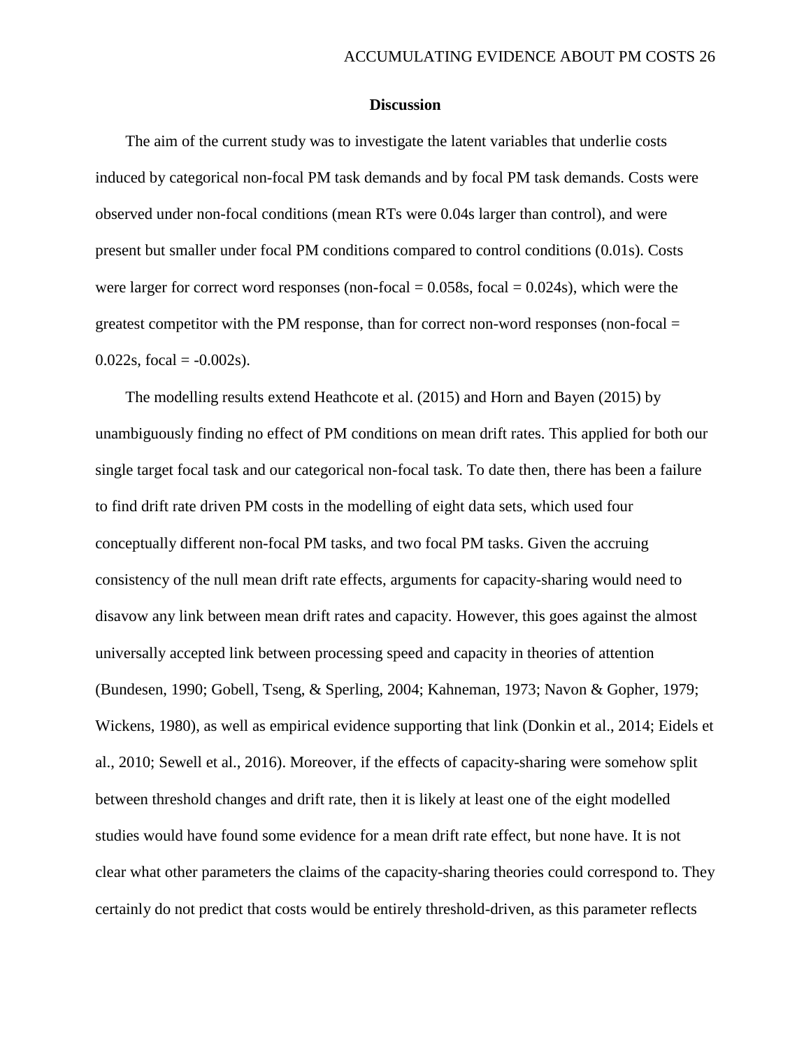## Discussion

The aim of the current study was to investigate the latent variables that underlie costs induced by categorical non-focal PM task demands and by focal PM task demands. Costs were observed under non-focal conditions (mean RTs were 0.04s larger than control), and were present but smaller under focal PM conditions compared to control conditions (0.01s). Costs were larger for correct word responses (non-focal = 0.058s, focal = 0.024s), which were the greatest competitor with the PM response, than for correct non-word responses (non-focal = 0.022s, focal = -0.002s).

The modelling results extend Heathcote et al. (2015) and Horn and Bayen (2015) by unambiguously finding no effect of PM conditions on mean drift rates. This applied for both our single target focal task and our categorical non-focal task. To date then, there has been a failure to find drift rate driven PM costs in the modelling of eight data sets, which used four conceptually different non-focal PM tasks, and two focal PM tasks. Given the accruing consistency of the null mean drift rate effects, arguments for capacity-sharing would need to disavow any link between mean drift rates and capacity. However, this goes against the almost universally accepted link between processing speed and capacity in theories of attention (Bundesen, 1990; Gobell, Tseng, & Sperling, 2004; Kahneman, 1973; Navon & Gopher, 1979; Wickens, 1980), as well as empirical evidence supporting that link (Donkin et al., 2014; Eidels et al., 2010; Sewell et al., 2016). Moreover, if the effects of capacity-sharing were somehow split between threshold changes and drift rate, then it is likely at least one of the eight modelled studies would have found some evidence for a mean drift rate effect, but none have. It is not clear what other parameters the claims of the capacity-sharing theories could correspond to. They certainly do not predict that costs would be entirely threshold-driven, as this parameter reflects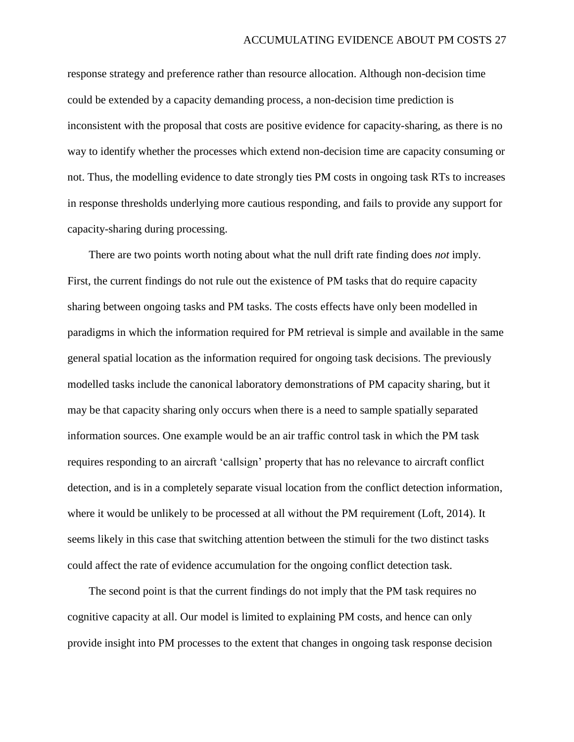response strategy and preference rather than resource allocation. Although non-decision time could be extended by a capacity demanding process, a non-decision time prediction is inconsistent with the proposal that costs are positive evidence for capacity-sharing, as there is no way to identify whether the processes which extend non-decision time are capacity consuming or not. Thus, the modelling evidence to date strongly ties PM costs in ongoing task RTs to increases in response thresholds underlying more cautious responding, and fails to provide any support for capacity-sharing during processing.

There are two points worth noting about what the null drift rate finding does *not* imply. First, the current findings do not rule out the existence of PM tasks that do require capacity sharing between ongoing tasks and PM tasks. The costs effects have only been modelled in paradigms in which the information required for PM retrieval is simple and available in the same general spatial location as the information required for ongoing task decisions. The previously modelled tasks include the canonical laboratory demonstrations of PM capacity sharing, but it may be that capacity sharing only occurs when there is a need to sample spatially separated information sources. One example would be an air traffic control task in which the PM task requires responding to an aircraft 'callsign' property that has no relevance to aircraft conflict detection, and is in a completely separate visual location from the conflict detection information, where it would be unlikely to be processed at all without the PM requirement (Loft, 2014). It seems likely in this case that switching attention between the stimuli for the two distinct tasks could affect the rate of evidence accumulation for the ongoing conflict detection task.

The second point is that the current findings do not imply that the PM task requires no cognitive capacity at all. Our model is limited to explaining PM costs, and hence can only provide insight into PM processes to the extent that changes in ongoing task response decision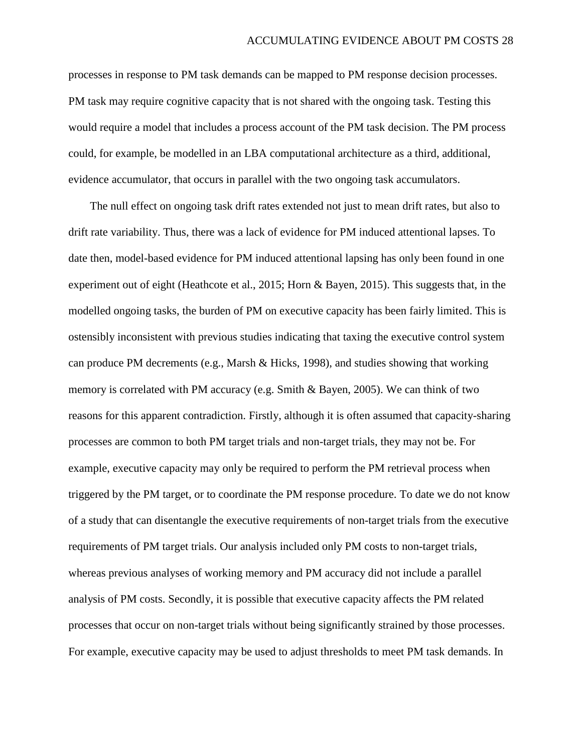processes in response to PM task demands can be mapped to PM response decision processes. PM task may require cognitive capacity that is not shared with the ongoing task. Testing this would require a model that includes a process account of the PM task decision. The PM process could, for example, be modelled in an LBA computational architecture as a third, additional, evidence accumulator, that occurs in parallel with the two ongoing task accumulators.

The null effect on ongoing task drift rates extended not just to mean drift rates, but also to drift rate variability. Thus, there was a lack of evidence for PM induced attentional lapses. To date then, model-based evidence for PM induced attentional lapsing has only been found in one experiment out of eight (Heathcote et al., 2015; Horn & Bayen, 2015). This suggests that, in the modelled ongoing tasks, the burden of PM on executive capacity has been fairly limited. This is ostensibly inconsistent with previous studies indicating that taxing the executive control system can produce PM decrements (e.g., Marsh & Hicks, 1998), and studies showing that working memory is correlated with PM accuracy (e.g. Smith & Bayen, 2005). We can think of two reasons for this apparent contradiction. Firstly, although it is often assumed that capacity-sharing processes are common to both PM target trials and non-target trials, they may not be. For example, executive capacity may only be required to perform the PM retrieval process when triggered by the PM target, or to coordinate the PM response procedure. To date we do not know of a study that can disentangle the executive requirements of non-target trials from the executive requirements of PM target trials. Our analysis included only PM costs to non-target trials, whereas previous analyses of working memory and PM accuracy did not include a parallel analysis of PM costs. Secondly, it is possible that executive capacity affects the PM related processes that occur on non-target trials without being significantly strained by those processes. For example, executive capacity may be used to adjust thresholds to meet PM task demands. In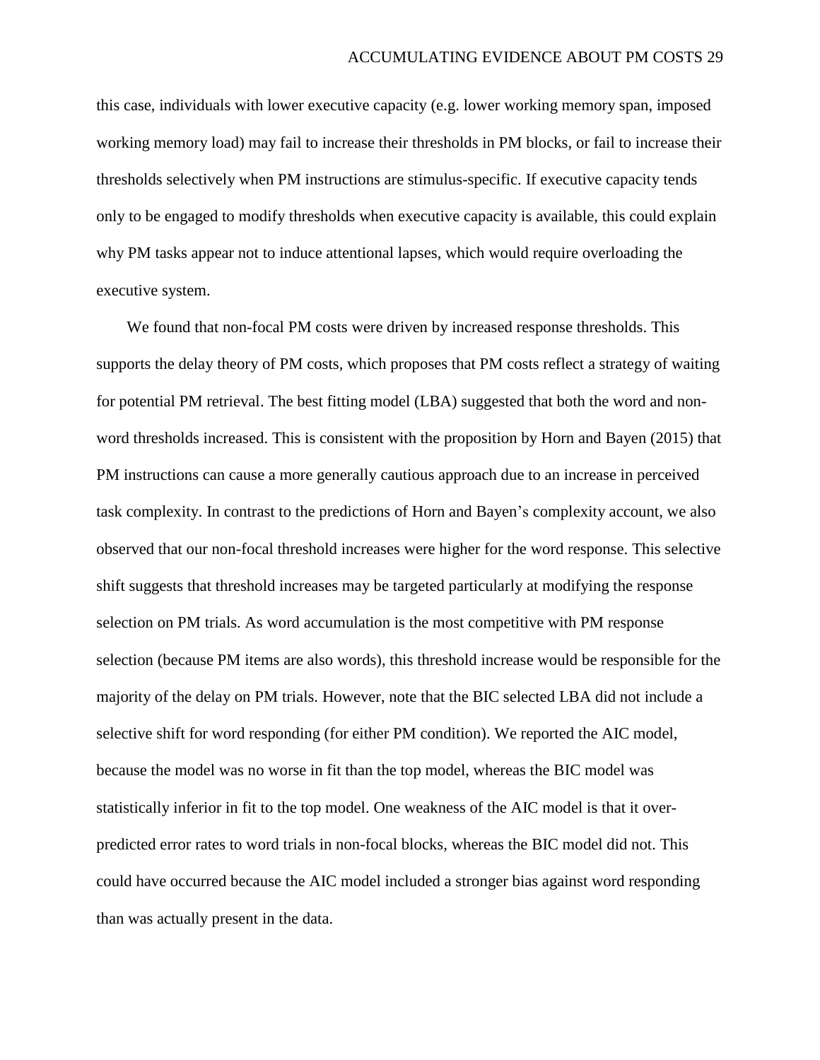this case, individuals with lower executive capacity (e.g. lower working memory span, imposed working memory load) may fail to increase their thresholds in PM blocks, or fail to increase their thresholds selectively when PM instructions are stimulus-specific. If executive capacity tends only to be engaged to modify thresholds when executive capacity is available, this could explain why PM tasks appear not to induce attentional lapses, which would require overloading the executive system.

We found that non-focal PM costs were driven by increased response thresholds. This supports the delay theory of PM costs, which proposes that PM costs reflect a strategy of waiting for potential PM retrieval. The best fitting model (LBA) suggested that both the word and non-word thresholds increased. This is consistent with the proposition by Horn and Bayen (2015) that PM instructions can cause a more generally cautious approach due to an increase in perceived task complexity. In contrast to the predictions of Horn and Bayen's complexity account, we also observed that our non-focal threshold increases were higher for the word response. This selective shift suggests that threshold increases may be targeted particularly at modifying the response selection on PM trials. As word accumulation is the most competitive with PM response selection (because PM items are also words), this threshold increase would be responsible for the majority of the delay on PM trials. However, note that the BIC selected LBA did not include a selective shift for word responding (for either PM condition). We reported the AIC model, because the model was no worse in fit than the top model, whereas the BIC model was statistically inferior in fit to the top model. One weakness of the AIC model is that it over-predicted error rates to word trials in non-focal blocks, whereas the BIC model did not. This could have occurred because the AIC model included a stronger bias against word responding than was actually present in the data.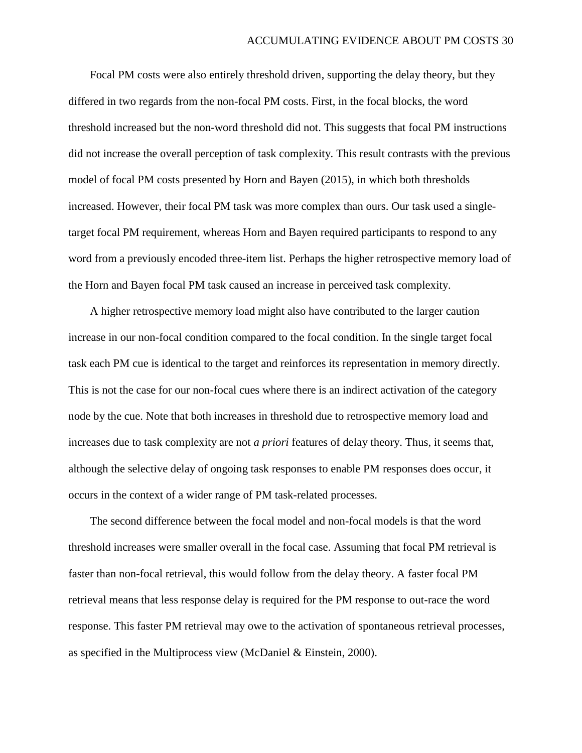Focal PM costs were also entirely threshold driven, supporting the delay theory, but they differed in two regards from the non-focal PM costs. First, in the focal blocks, the word threshold increased but the non-word threshold did not. This suggests that focal PM instructions did not increase the overall perception of task complexity. This result contrasts with the previous model of focal PM costs presented by Horn and Bayen (2015), in which both thresholds increased. However, their focal PM task was more complex than ours. Our task used a single-target focal PM requirement, whereas Horn and Bayen required participants to respond to any word from a previously encoded three-item list. Perhaps the higher retrospective memory load of the Horn and Bayen focal PM task caused an increase in perceived task complexity.

A higher retrospective memory load might also have contributed to the larger caution increase in our non-focal condition compared to the focal condition. In the single target focal task each PM cue is identical to the target and reinforces its representation in memory directly. This is not the case for our non-focal cues where there is an indirect activation of the category node by the cue. Note that both increases in threshold due to retrospective memory load and increases due to task complexity are not *a priori* features of delay theory. Thus, it seems that, although the selective delay of ongoing task responses to enable PM responses does occur, it occurs in the context of a wider range of PM task-related processes.

The second difference between the focal model and non-focal models is that the word threshold increases were smaller overall in the focal case. Assuming that focal PM retrieval is faster than non-focal retrieval, this would follow from the delay theory. A faster focal PM retrieval means that less response delay is required for the PM response to out-race the word response. This faster PM retrieval may owe to the activation of spontaneous retrieval processes, as specified in the Multiprocess view (McDaniel & Einstein, 2000).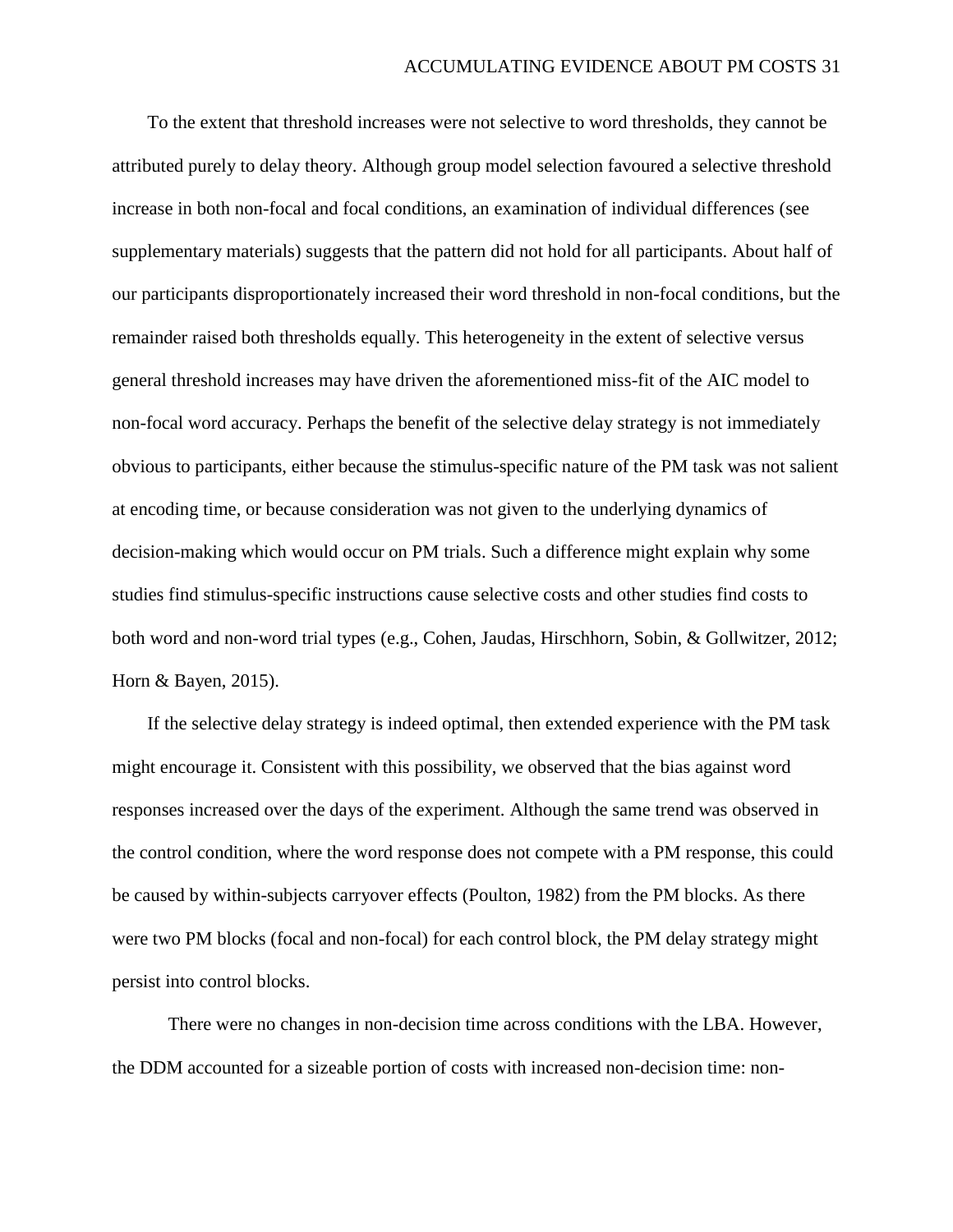To the extent that threshold increases were not selective to word thresholds, they cannot be attributed purely to delay theory. Although group model selection favoured a selective threshold increase in both non-focal and focal conditions, an examination of individual differences (see supplementary materials) suggests that the pattern did not hold for all participants. About half of our participants disproportionately increased their word threshold in non-focal conditions, but the remainder raised both thresholds equally. This heterogeneity in the extent of selective versus general threshold increases may have driven the aforementioned miss-fit of the AIC model to non-focal word accuracy. Perhaps the benefit of the selective delay strategy is not immediately obvious to participants, either because the stimulus-specific nature of the PM task was not salient at encoding time, or because consideration was not given to the underlying dynamics of decision-making which would occur on PM trials. Such a difference might explain why some studies find stimulus-specific instructions cause selective costs and other studies find costs to both word and non-word trial types (e.g., Cohen, Jaudas, Hirschhorn, Sobin, & Gollwitzer, 2012; Horn & Bayen, 2015).

If the selective delay strategy is indeed optimal, then extended experience with the PM task might encourage it. Consistent with this possibility, we observed that the bias against word responses increased over the days of the experiment. Although the same trend was observed in the control condition, where the word response does not compete with a PM response, this could be caused by within-subjects carryover effects (Poulton, 1982) from the PM blocks. As there were two PM blocks (focal and non-focal) for each control block, the PM delay strategy might persist into control blocks.

There were no changes in non-decision time across conditions with the LBA. However, the DDM accounted for a sizeable portion of costs with increased non-decision time: non-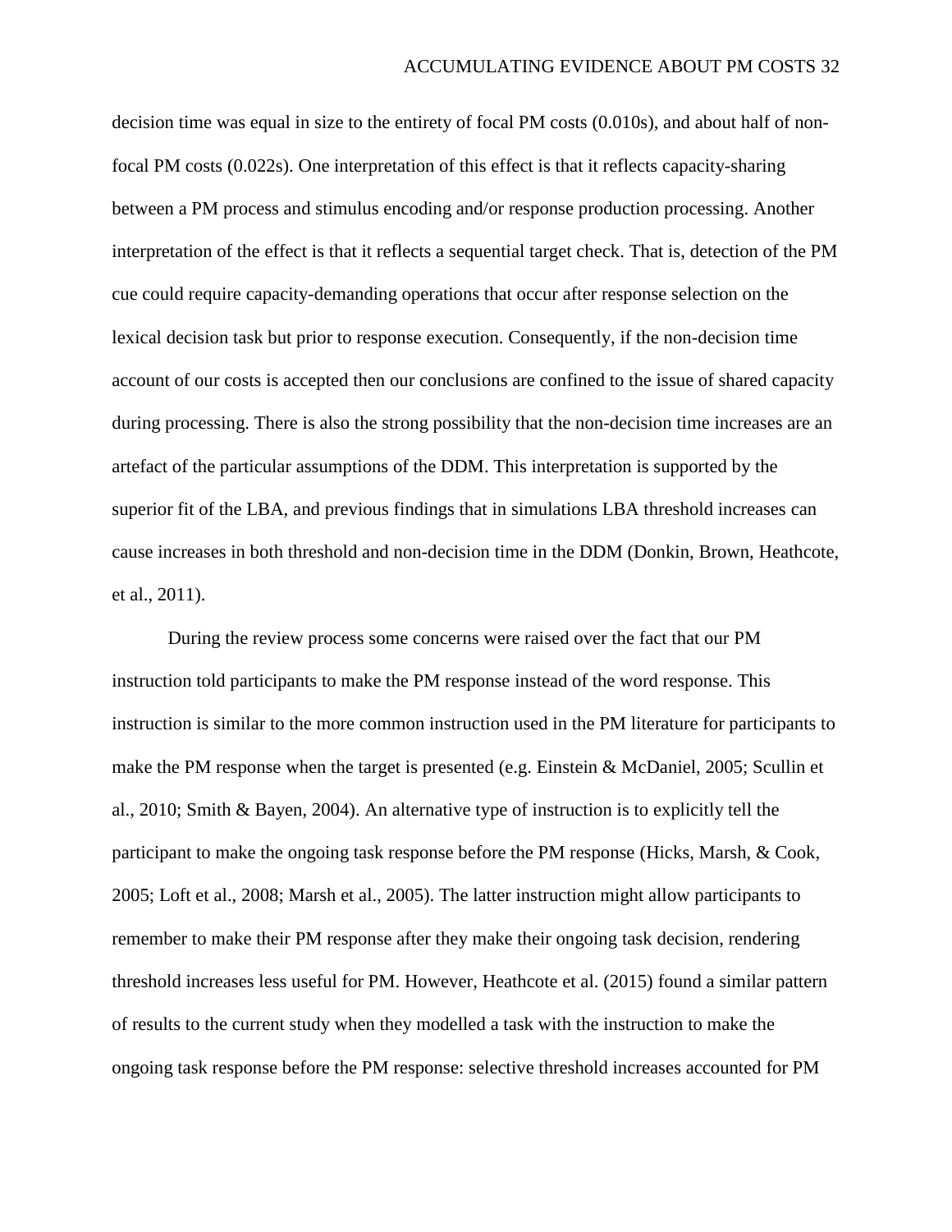decision time was equal in size to the entirety of focal PM costs (0.010s), and about half of non-focal PM costs (0.022s). One interpretation of this effect is that it reflects capacity-sharing between a PM process and stimulus encoding and/or response production processing. Another interpretation of the effect is that it reflects a sequential target check. That is, detection of the PM cue could require capacity-demanding operations that occur after response selection on the lexical decision task but prior to response execution. Consequently, if the non-decision time account of our costs is accepted then our conclusions are confined to the issue of shared capacity during processing. There is also the strong possibility that the non-decision time increases are an artefact of the particular assumptions of the DDM. This interpretation is supported by the superior fit of the LBA, and previous findings that in simulations LBA threshold increases can cause increases in both threshold and non-decision time in the DDM (Donkin, Brown, Heathcote, et al., 2011).

During the review process some concerns were raised over the fact that our PM instruction told participants to make the PM response instead of the word response. This instruction is similar to the more common instruction used in the PM literature for participants to make the PM response when the target is presented (e.g. Einstein & McDaniel, 2005; Scullin et al., 2010; Smith & Bayen, 2004). An alternative type of instruction is to explicitly tell the participant to make the ongoing task response before the PM response (Hicks, Marsh, & Cook, 2005; Loft et al., 2008; Marsh et al., 2005). The latter instruction might allow participants to remember to make their PM response after they make their ongoing task decision, rendering threshold increases less useful for PM. However, Heathcote et al. (2015) found a similar pattern of results to the current study when they modelled a task with the instruction to make the ongoing task response before the PM response: selective threshold increases accounted for PM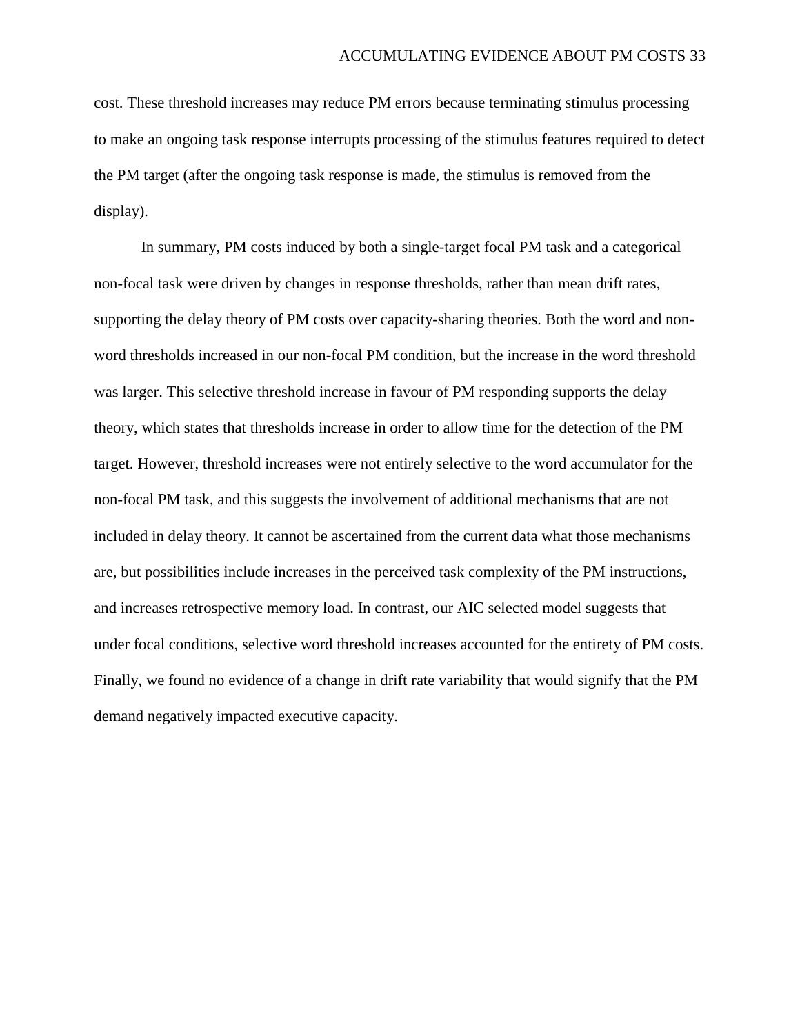cost. These threshold increases may reduce PM errors because terminating stimulus processing to make an ongoing task response interrupts processing of the stimulus features required to detect the PM target (after the ongoing task response is made, the stimulus is removed from the display).

In summary, PM costs induced by both a single-target focal PM task and a categorical non-focal task were driven by changes in response thresholds, rather than mean drift rates, supporting the delay theory of PM costs over capacity-sharing theories. Both the word and non-word thresholds increased in our non-focal PM condition, but the increase in the word threshold was larger. This selective threshold increase in favour of PM responding supports the delay theory, which states that thresholds increase in order to allow time for the detection of the PM target. However, threshold increases were not entirely selective to the word accumulator for the non-focal PM task, and this suggests the involvement of additional mechanisms that are not included in delay theory. It cannot be ascertained from the current data what those mechanisms are, but possibilities include increases in the perceived task complexity of the PM instructions, and increases retrospective memory load. In contrast, our AIC selected model suggests that under focal conditions, selective word threshold increases accounted for the entirety of PM costs. Finally, we found no evidence of a change in drift rate variability that would signify that the PM demand negatively impacted executive capacity.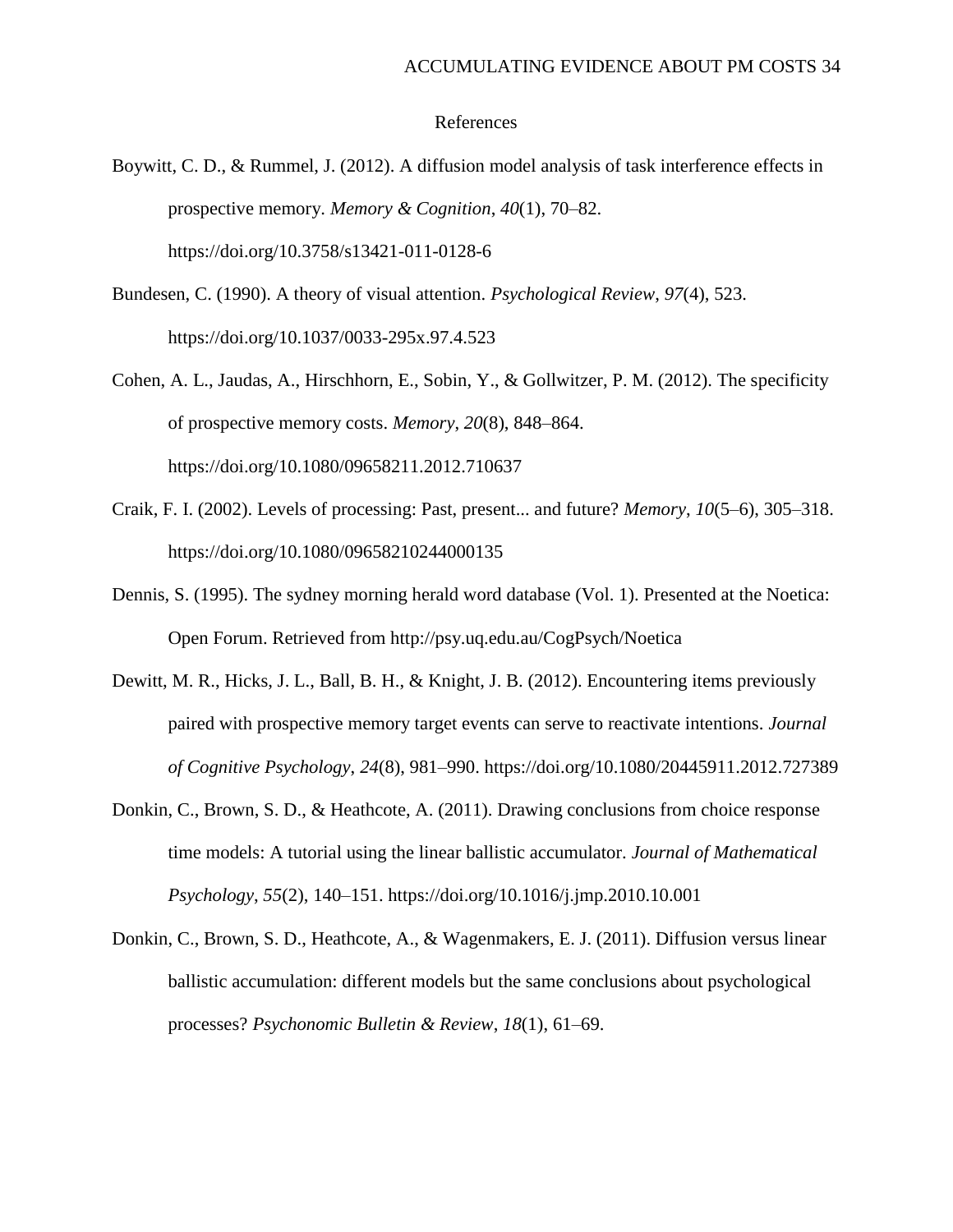# References

Boywitt, C. D., & Rummel, J. (2012). A diffusion model analysis of task interference effects in prospective memory. *Memory & Cognition*, *40*(1), 70–82. https://doi.org/10.3758/s13421-011-0128-6

Bundesen, C. (1990). A theory of visual attention. *Psychological Review*, *97*(4), 523. https://doi.org/10.1037/0033-295x.97.4.523

Cohen, A. L., Jaudas, A., Hirschhorn, E., Sobin, Y., & Gollwitzer, P. M. (2012). The specificity of prospective memory costs. *Memory*, *20*(8), 848–864. https://doi.org/10.1080/09658211.2012.710637

Craik, F. I. (2002). Levels of processing: Past, present... and future? *Memory*, *10*(5–6), 305–318. https://doi.org/10.1080/09658210244000135

Dennis, S. (1995). The sydney morning herald word database (Vol. 1). Presented at the Noetica: Open Forum. Retrieved from http://psy.uq.edu.au/CogPsych/Noetica

Dewitt, M. R., Hicks, J. L., Ball, B. H., & Knight, J. B. (2012). Encountering items previously paired with prospective memory target events can serve to reactivate intentions. *Journal of Cognitive Psychology*, *24*(8), 981–990. https://doi.org/10.1080/20445911.2012.727389

Donkin, C., Brown, S. D., & Heathcote, A. (2011). Drawing conclusions from choice response time models: A tutorial using the linear ballistic accumulator. *Journal of Mathematical Psychology*, *55*(2), 140–151. https://doi.org/10.1016/j.jmp.2010.10.001

Donkin, C., Brown, S. D., Heathcote, A., & Wagenmakers, E. J. (2011). Diffusion versus linear ballistic accumulation: different models but the same conclusions about psychological processes? *Psychonomic Bulletin & Review*, *18*(1), 61–69.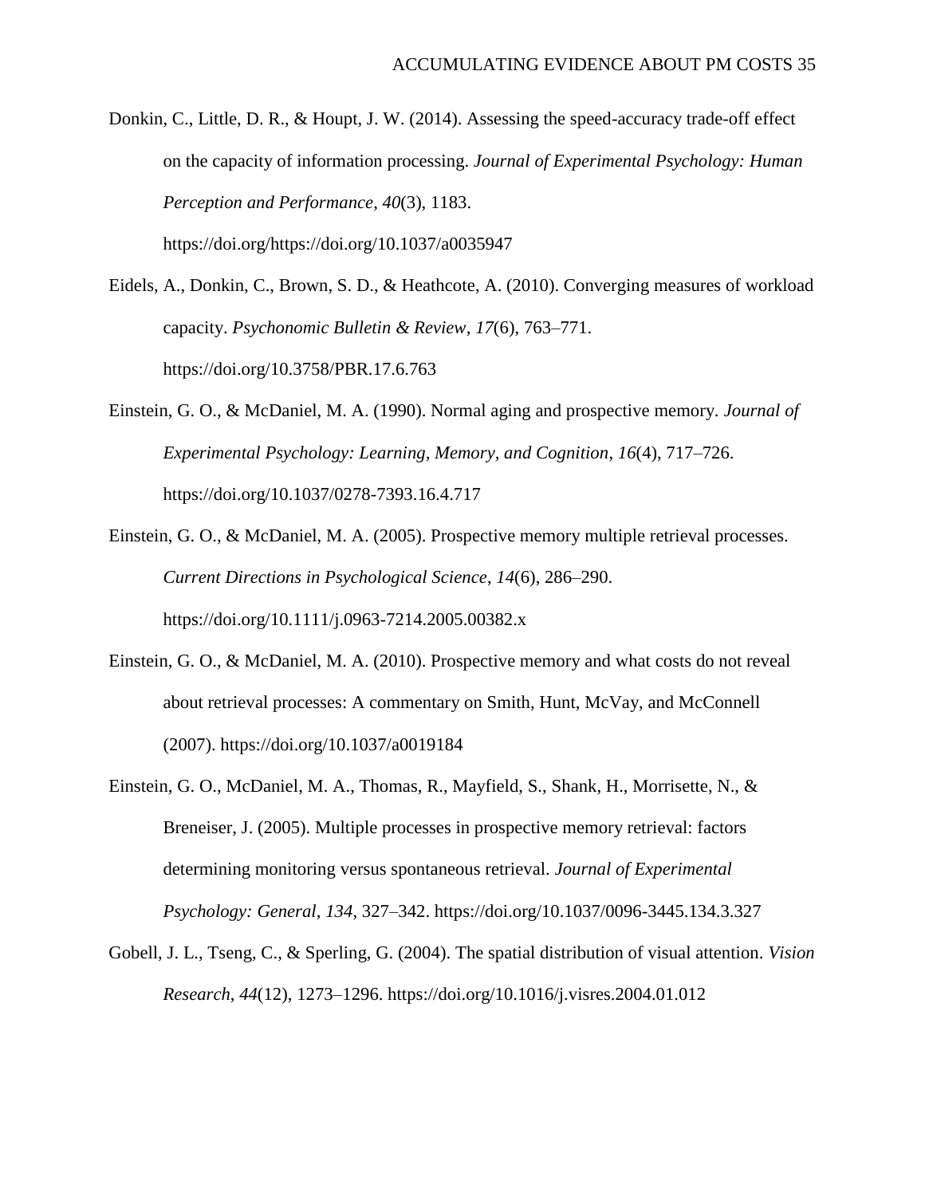Donkin, C., Little, D. R., & Houpt, J. W. (2014). Assessing the speed-accuracy trade-off effect on the capacity of information processing. *Journal of Experimental Psychology: Human Perception and Performance*, *40*(3), 1183. https://doi.org/https://doi.org/10.1037/a0035947

Eidels, A., Donkin, C., Brown, S. D., & Heathcote, A. (2010). Converging measures of workload capacity. *Psychonomic Bulletin & Review*, *17*(6), 763–771. https://doi.org/10.3758/PBR.17.6.763

Einstein, G. O., & McDaniel, M. A. (1990). Normal aging and prospective memory. *Journal of Experimental Psychology: Learning, Memory, and Cognition*, *16*(4), 717–726. https://doi.org/10.1037/0278-7393.16.4.717

Einstein, G. O., & McDaniel, M. A. (2005). Prospective memory multiple retrieval processes. *Current Directions in Psychological Science*, *14*(6), 286–290. https://doi.org/10.1111/j.0963-7214.2005.00382.x

Einstein, G. O., & McDaniel, M. A. (2010). Prospective memory and what costs do not reveal about retrieval processes: A commentary on Smith, Hunt, McVay, and McConnell (2007). https://doi.org/10.1037/a0019184

Einstein, G. O., McDaniel, M. A., Thomas, R., Mayfield, S., Shank, H., Morrisette, N., & Breneiser, J. (2005). Multiple processes in prospective memory retrieval: factors determining monitoring versus spontaneous retrieval. *Journal of Experimental Psychology: General*, *134*, 327–342. https://doi.org/10.1037/0096-3445.134.3.327

Gobell, J. L., Tseng, C., & Sperling, G. (2004). The spatial distribution of visual attention. *Vision Research*, *44*(12), 1273–1296. https://doi.org/10.1016/j.visres.2004.01.012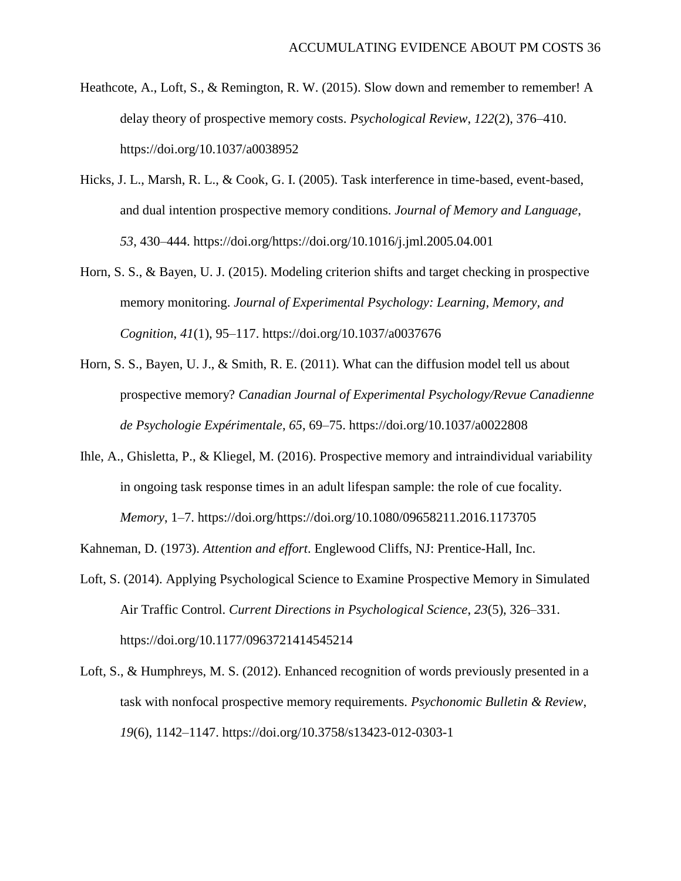Heathcote, A., Loft, S., & Remington, R. W. (2015). Slow down and remember to remember! A delay theory of prospective memory costs. *Psychological Review*, *122*(2), 376–410. https://doi.org/10.1037/a0038952

Hicks, J. L., Marsh, R. L., & Cook, G. I. (2005). Task interference in time-based, event-based, and dual intention prospective memory conditions. *Journal of Memory and Language*, *53*, 430–444. https://doi.org/https://doi.org/10.1016/j.jml.2005.04.001

Horn, S. S., & Bayen, U. J. (2015). Modeling criterion shifts and target checking in prospective memory monitoring. *Journal of Experimental Psychology: Learning, Memory, and Cognition*, *41*(1), 95–117. https://doi.org/10.1037/a0037676

Horn, S. S., Bayen, U. J., & Smith, R. E. (2011). What can the diffusion model tell us about prospective memory? *Canadian Journal of Experimental Psychology/Revue Canadienne de Psychologie Expérimentale*, *65*, 69–75. https://doi.org/10.1037/a0022808

Ihle, A., Ghisletta, P., & Kliegel, M. (2016). Prospective memory and intraindividual variability in ongoing task response times in an adult lifespan sample: the role of cue focality. *Memory*, 1–7. https://doi.org/https://doi.org/10.1080/09658211.2016.1173705

Kahneman, D. (1973). *Attention and effort*. Englewood Cliffs, NJ: Prentice-Hall, Inc.

Loft, S. (2014). Applying Psychological Science to Examine Prospective Memory in Simulated Air Traffic Control. *Current Directions in Psychological Science*, *23*(5), 326–331. https://doi.org/10.1177/0963721414545214

Loft, S., & Humphreys, M. S. (2012). Enhanced recognition of words previously presented in a task with nonfocal prospective memory requirements. *Psychonomic Bulletin & Review*, *19*(6), 1142–1147. https://doi.org/10.3758/s13423-012-0303-1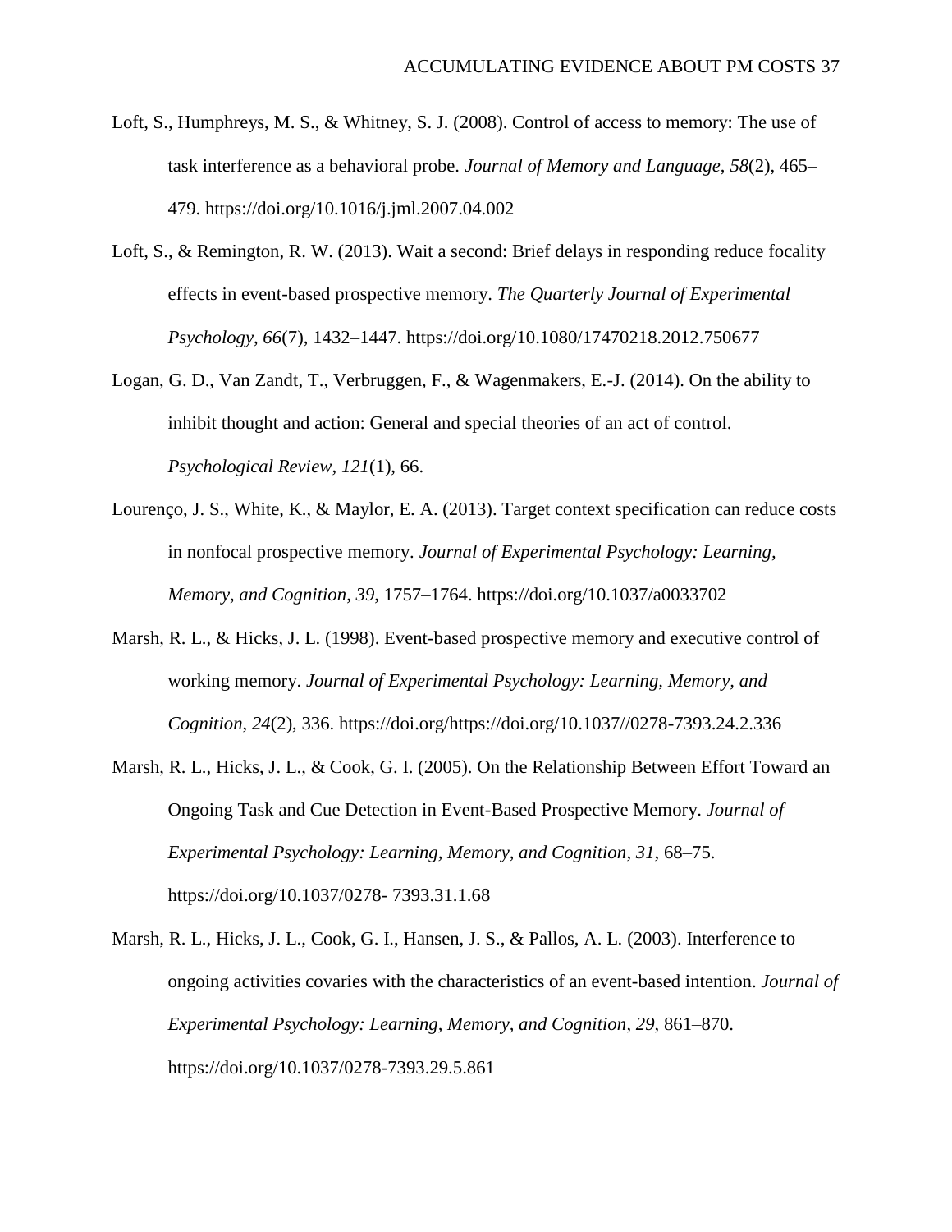Loft, S., Humphreys, M. S., & Whitney, S. J. (2008). Control of access to memory: The use of task interference as a behavioral probe. *Journal of Memory and Language*, *58*(2), 465–479. https://doi.org/10.1016/j.jml.2007.04.002

Loft, S., & Remington, R. W. (2013). Wait a second: Brief delays in responding reduce focality effects in event-based prospective memory. *The Quarterly Journal of Experimental Psychology*, *66*(7), 1432–1447. https://doi.org/10.1080/17470218.2012.750677

Logan, G. D., Van Zandt, T., Verbruggen, F., & Wagenmakers, E.-J. (2014). On the ability to inhibit thought and action: General and special theories of an act of control. *Psychological Review*, *121*(1), 66.

Lourenço, J. S., White, K., & Maylor, E. A. (2013). Target context specification can reduce costs in nonfocal prospective memory. *Journal of Experimental Psychology: Learning, Memory, and Cognition*, *39*, 1757–1764. https://doi.org/10.1037/a0033702

Marsh, R. L., & Hicks, J. L. (1998). Event-based prospective memory and executive control of working memory. *Journal of Experimental Psychology: Learning, Memory, and Cognition*, *24*(2), 336. https://doi.org/https://doi.org/10.1037//0278-7393.24.2.336

Marsh, R. L., Hicks, J. L., & Cook, G. I. (2005). On the Relationship Between Effort Toward an Ongoing Task and Cue Detection in Event-Based Prospective Memory. *Journal of Experimental Psychology: Learning, Memory, and Cognition*, *31*, 68–75. https://doi.org/10.1037/0278- 7393.31.1.68

Marsh, R. L., Hicks, J. L., Cook, G. I., Hansen, J. S., & Pallos, A. L. (2003). Interference to ongoing activities covaries with the characteristics of an event-based intention. *Journal of Experimental Psychology: Learning, Memory, and Cognition*, *29*, 861–870. https://doi.org/10.1037/0278-7393.29.5.861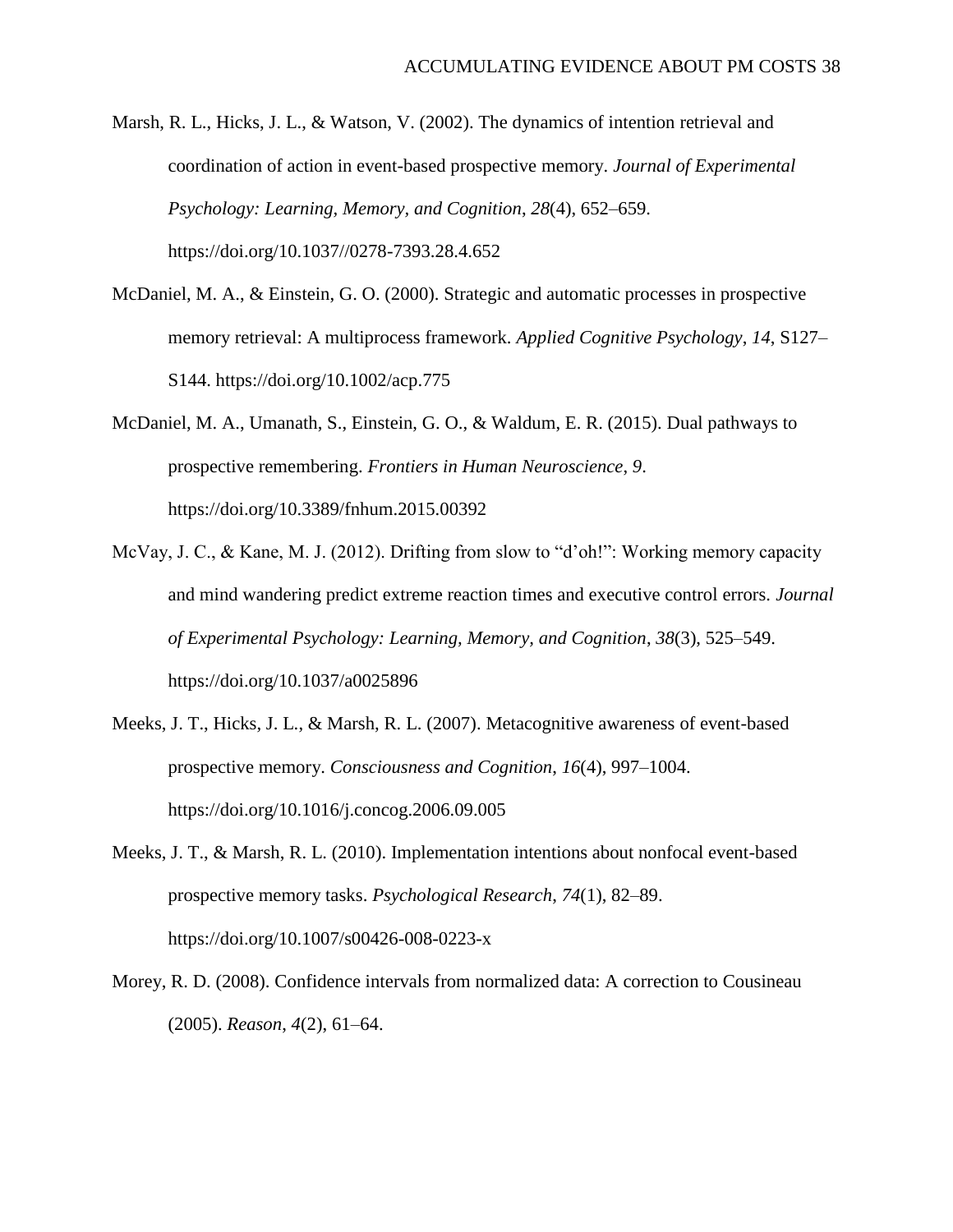Marsh, R. L., Hicks, J. L., & Watson, V. (2002). The dynamics of intention retrieval and coordination of action in event-based prospective memory. *Journal of Experimental Psychology: Learning, Memory, and Cognition*, *28*(4), 652–659. https://doi.org/10.1037//0278-7393.28.4.652

McDaniel, M. A., & Einstein, G. O. (2000). Strategic and automatic processes in prospective memory retrieval: A multiprocess framework. *Applied Cognitive Psychology*, *14*, S127–S144. https://doi.org/10.1002/acp.775

McDaniel, M. A., Umanath, S., Einstein, G. O., & Waldum, E. R. (2015). Dual pathways to prospective remembering. *Frontiers in Human Neuroscience*, *9*. https://doi.org/10.3389/fnhum.2015.00392

McVay, J. C., & Kane, M. J. (2012). Drifting from slow to "d'oh!": Working memory capacity and mind wandering predict extreme reaction times and executive control errors. *Journal of Experimental Psychology: Learning, Memory, and Cognition*, *38*(3), 525–549. https://doi.org/10.1037/a0025896

Meeks, J. T., Hicks, J. L., & Marsh, R. L. (2007). Metacognitive awareness of event-based prospective memory. *Consciousness and Cognition*, *16*(4), 997–1004. https://doi.org/10.1016/j.concog.2006.09.005

Meeks, J. T., & Marsh, R. L. (2010). Implementation intentions about nonfocal event-based prospective memory tasks. *Psychological Research*, *74*(1), 82–89. https://doi.org/10.1007/s00426-008-0223-x

Morey, R. D. (2008). Confidence intervals from normalized data: A correction to Cousineau (2005). *Reason*, *4*(2), 61–64.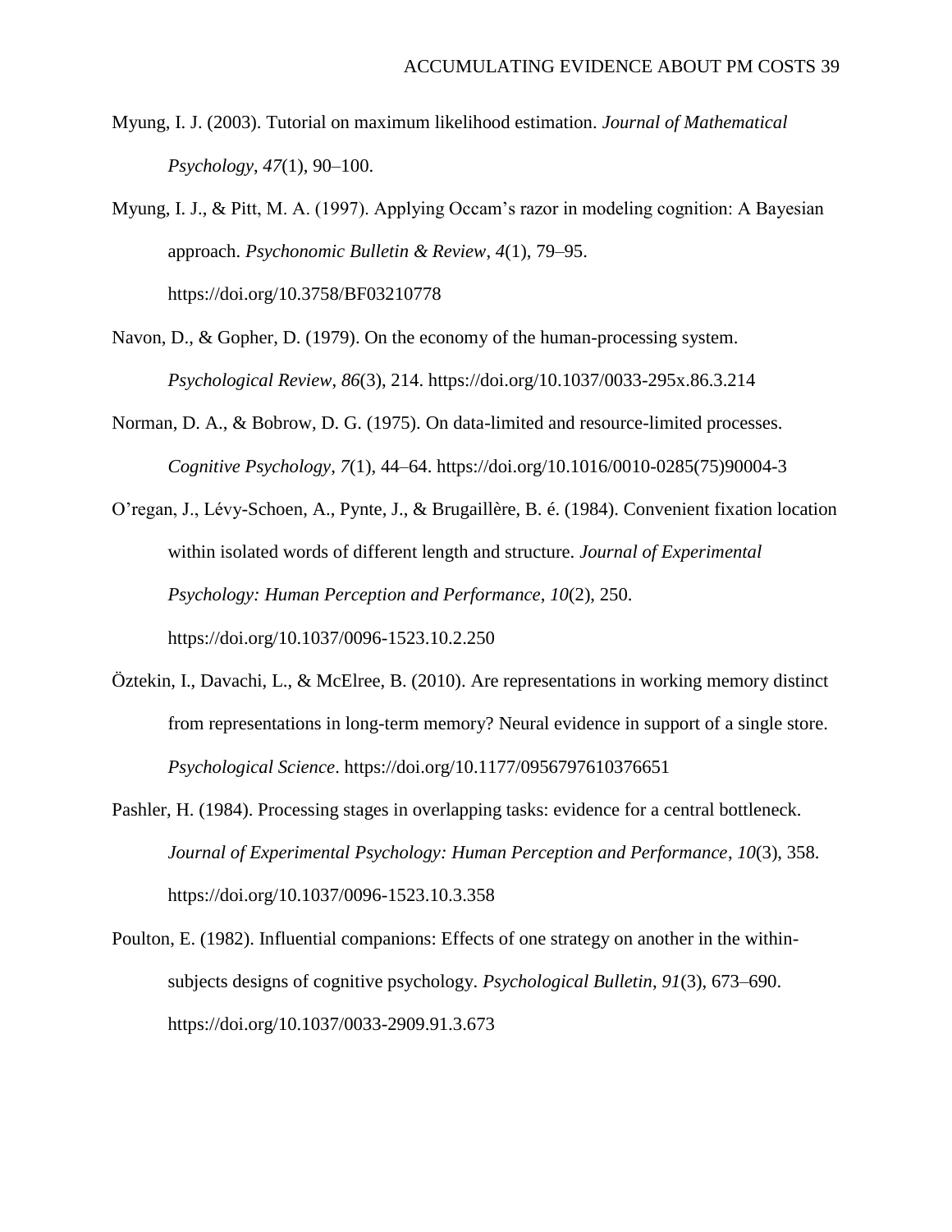Myung, I. J. (2003). Tutorial on maximum likelihood estimation. *Journal of Mathematical Psychology*, *47*(1), 90–100.

Myung, I. J., & Pitt, M. A. (1997). Applying Occam's razor in modeling cognition: A Bayesian approach. *Psychonomic Bulletin & Review*, *4*(1), 79–95. https://doi.org/10.3758/BF03210778

Navon, D., & Gopher, D. (1979). On the economy of the human-processing system. *Psychological Review*, *86*(3), 214. https://doi.org/10.1037/0033-295x.86.3.214

Norman, D. A., & Bobrow, D. G. (1975). On data-limited and resource-limited processes. *Cognitive Psychology*, *7*(1), 44–64. https://doi.org/10.1016/0010-0285(75)90004-3

O'regan, J., Lévy-Schoen, A., Pynte, J., & Brugaillère, B. é. (1984). Convenient fixation location within isolated words of different length and structure. *Journal of Experimental Psychology: Human Perception and Performance*, *10*(2), 250. https://doi.org/10.1037/0096-1523.10.2.250

Öztekin, I., Davachi, L., & McElree, B. (2010). Are representations in working memory distinct from representations in long-term memory? Neural evidence in support of a single store. *Psychological Science*. https://doi.org/10.1177/0956797610376651

Pashler, H. (1984). Processing stages in overlapping tasks: evidence for a central bottleneck. *Journal of Experimental Psychology: Human Perception and Performance*, *10*(3), 358. https://doi.org/10.1037/0096-1523.10.3.358

Poulton, E. (1982). Influential companions: Effects of one strategy on another in the within-subjects designs of cognitive psychology. *Psychological Bulletin*, *91*(3), 673–690. https://doi.org/10.1037/0033-2909.91.3.673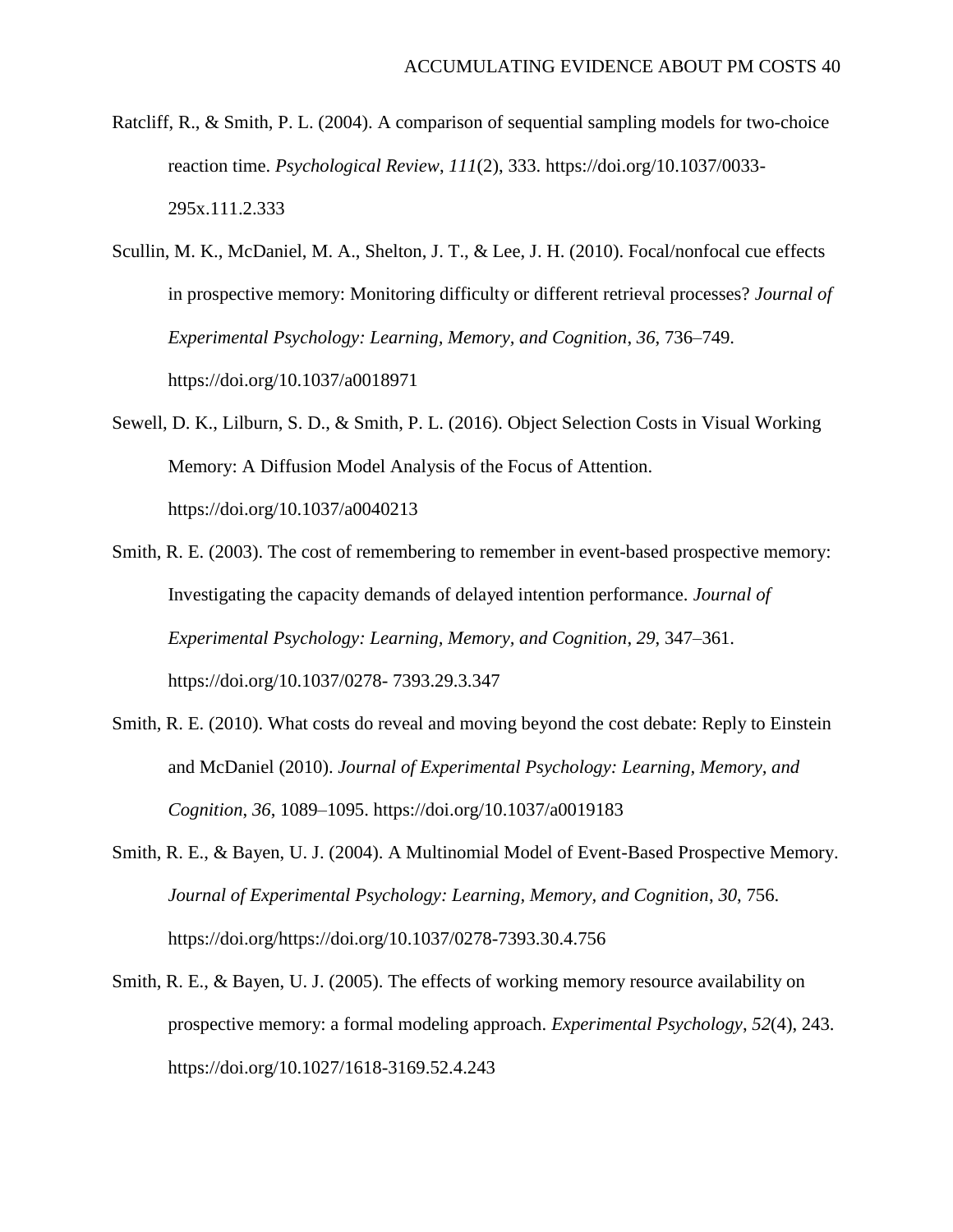Ratcliff, R., & Smith, P. L. (2004). A comparison of sequential sampling models for two-choice reaction time. *Psychological Review*, *111*(2), 333. https://doi.org/10.1037/0033-295x.111.2.333

Scullin, M. K., McDaniel, M. A., Shelton, J. T., & Lee, J. H. (2010). Focal/nonfocal cue effects in prospective memory: Monitoring difficulty or different retrieval processes? *Journal of Experimental Psychology: Learning, Memory, and Cognition*, *36*, 736–749. https://doi.org/10.1037/a0018971

Sewell, D. K., Lilburn, S. D., & Smith, P. L. (2016). Object Selection Costs in Visual Working Memory: A Diffusion Model Analysis of the Focus of Attention. https://doi.org/10.1037/a0040213

Smith, R. E. (2003). The cost of remembering to remember in event-based prospective memory: Investigating the capacity demands of delayed intention performance. *Journal of Experimental Psychology: Learning, Memory, and Cognition*, *29*, 347–361. https://doi.org/10.1037/0278- 7393.29.3.347

Smith, R. E. (2010). What costs do reveal and moving beyond the cost debate: Reply to Einstein and McDaniel (2010). *Journal of Experimental Psychology: Learning, Memory, and Cognition*, *36*, 1089–1095. https://doi.org/10.1037/a0019183

Smith, R. E., & Bayen, U. J. (2004). A Multinomial Model of Event-Based Prospective Memory. *Journal of Experimental Psychology: Learning, Memory, and Cognition*, *30*, 756. https://doi.org/https://doi.org/10.1037/0278-7393.30.4.756

Smith, R. E., & Bayen, U. J. (2005). The effects of working memory resource availability on prospective memory: a formal modeling approach. *Experimental Psychology*, *52*(4), 243. https://doi.org/10.1027/1618-3169.52.4.243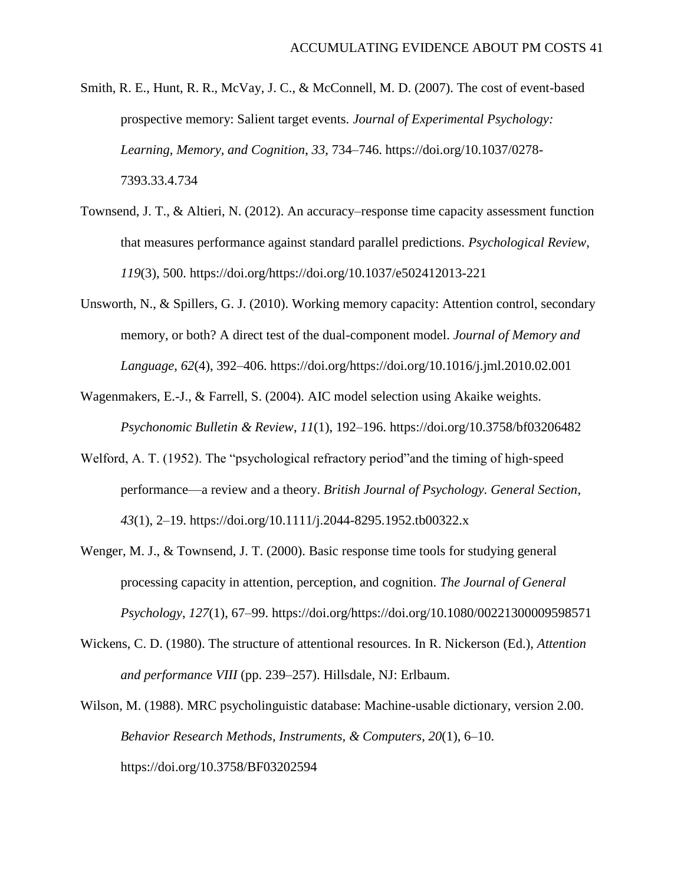Smith, R. E., Hunt, R. R., McVay, J. C., & McConnell, M. D. (2007). The cost of event-based prospective memory: Salient target events. *Journal of Experimental Psychology: Learning, Memory, and Cognition*, *33*, 734–746. https://doi.org/10.1037/0278-7393.33.4.734

Townsend, J. T., & Altieri, N. (2012). An accuracy–response time capacity assessment function that measures performance against standard parallel predictions. *Psychological Review*, *119*(3), 500. https://doi.org/https://doi.org/10.1037/e502412013-221

Unsworth, N., & Spillers, G. J. (2010). Working memory capacity: Attention control, secondary memory, or both? A direct test of the dual-component model. *Journal of Memory and Language*, *62*(4), 392–406. https://doi.org/https://doi.org/10.1016/j.jml.2010.02.001

Wagenmakers, E.-J., & Farrell, S. (2004). AIC model selection using Akaike weights. *Psychonomic Bulletin & Review*, *11*(1), 192–196. https://doi.org/10.3758/bf03206482

Welford, A. T. (1952). The "psychological refractory period"and the timing of high-speed performance—a review and a theory. *British Journal of Psychology. General Section*, *43*(1), 2–19. https://doi.org/10.1111/j.2044-8295.1952.tb00322.x

Wenger, M. J., & Townsend, J. T. (2000). Basic response time tools for studying general processing capacity in attention, perception, and cognition. *The Journal of General Psychology*, *127*(1), 67–99. https://doi.org/https://doi.org/10.1080/00221300009598571

Wickens, C. D. (1980). The structure of attentional resources. In R. Nickerson (Ed.), *Attention and performance VIII* (pp. 239–257). Hillsdale, NJ: Erlbaum.

Wilson, M. (1988). MRC psycholinguistic database: Machine-usable dictionary, version 2.00. *Behavior Research Methods, Instruments, & Computers*, *20*(1), 6–10. https://doi.org/10.3758/BF03202594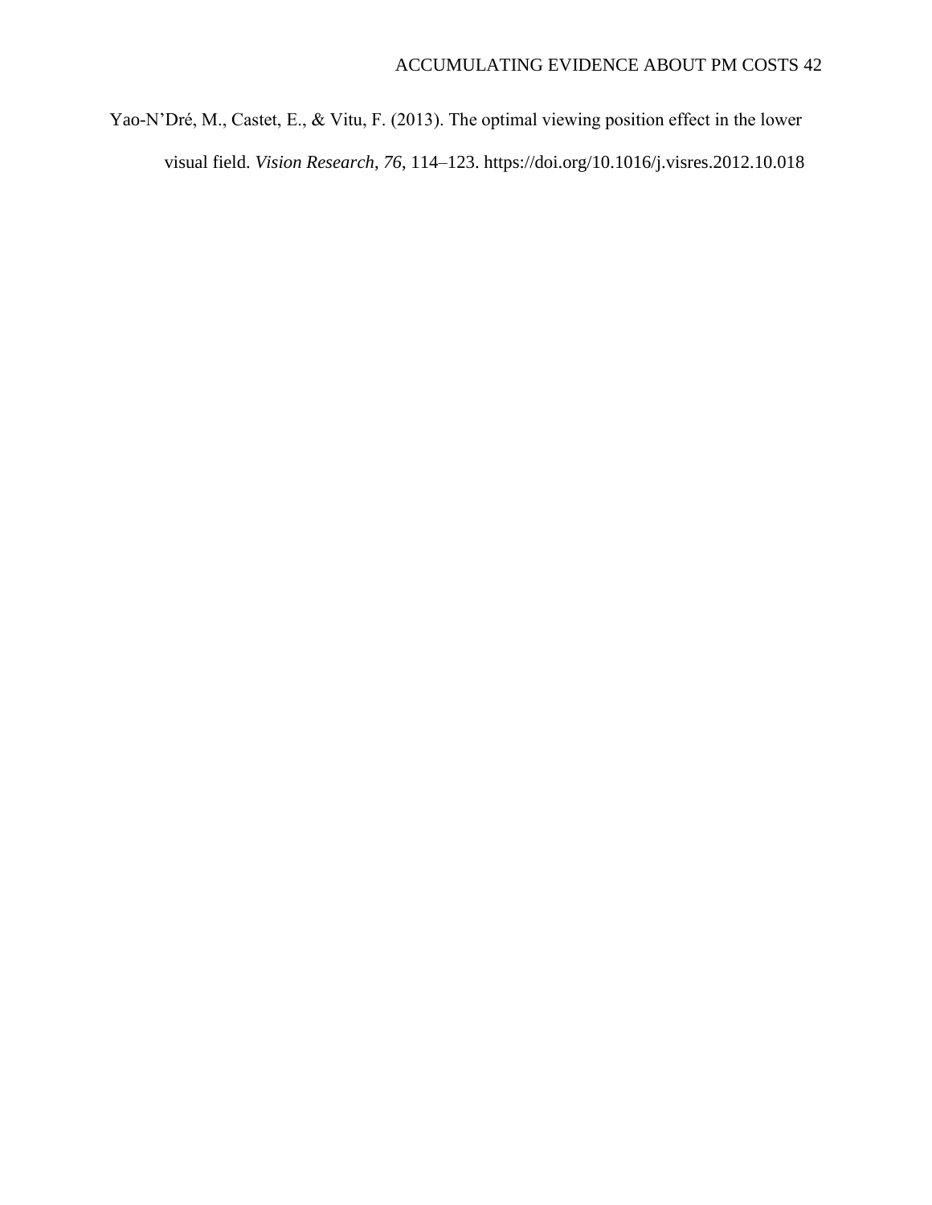Yao-N'Dré, M., Castet, E., & Vitu, F. (2013). The optimal viewing position effect in the lower visual field. *Vision Research, 76*, 114–123. https://doi.org/10.1016/j.visres.2012.10.018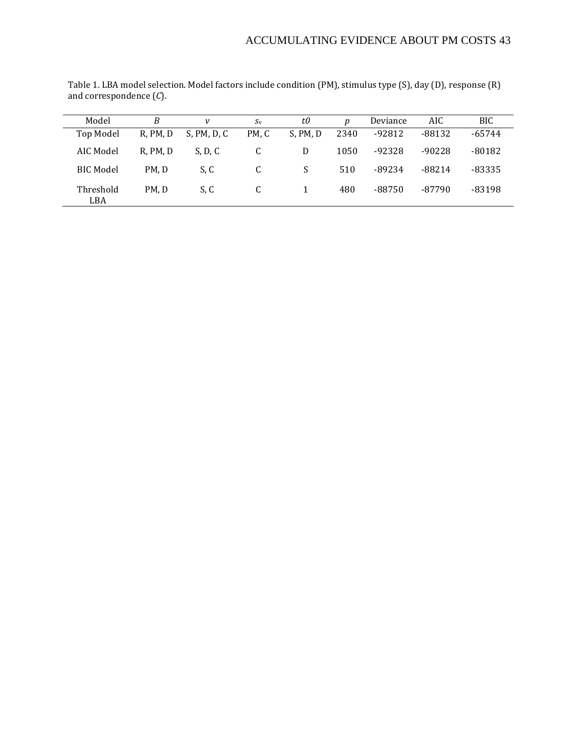Table 1. LBA model selection. Model factors include condition (PM), stimulus type (S), day (D), response (R) and correspondence (*C*).

| Model | *B* | *v* | $s_v$ | *t0* | *p* | Deviance | AIC | BIC |
|---|---|---|---|---|---|---|---|---|
| Top Model | R, PM, D | S, PM, D, C | PM, C | S, PM, D | 2340 | -92812 | -88132 | -65744 |
| AIC Model | R, PM, D | S, D, C | C | D | 1050 | -92328 | -90228 | -80182 |
| BIC Model | PM, D | S, C | C | S | 510 | -89234 | -88214 | -83335 |
| Threshold LBA | PM, D | S, C | C | 1 | 480 | -88750 | -87790 | -83198 |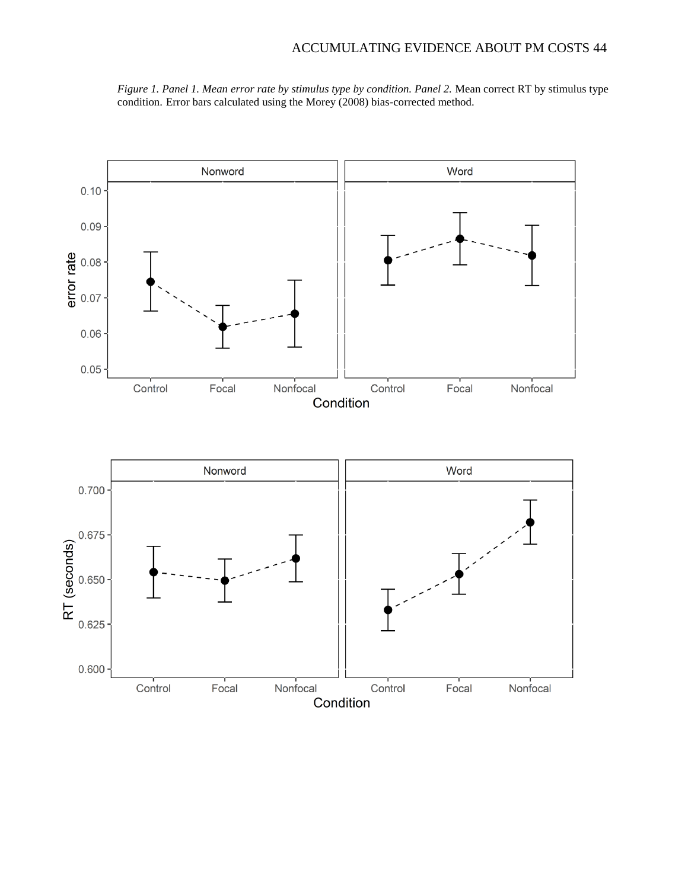*Figure 1. Panel 1. Mean error rate by stimulus type by condition. Panel 2.* Mean correct RT by stimulus type condition. Error bars calculated using the Morey (2008) bias-corrected method.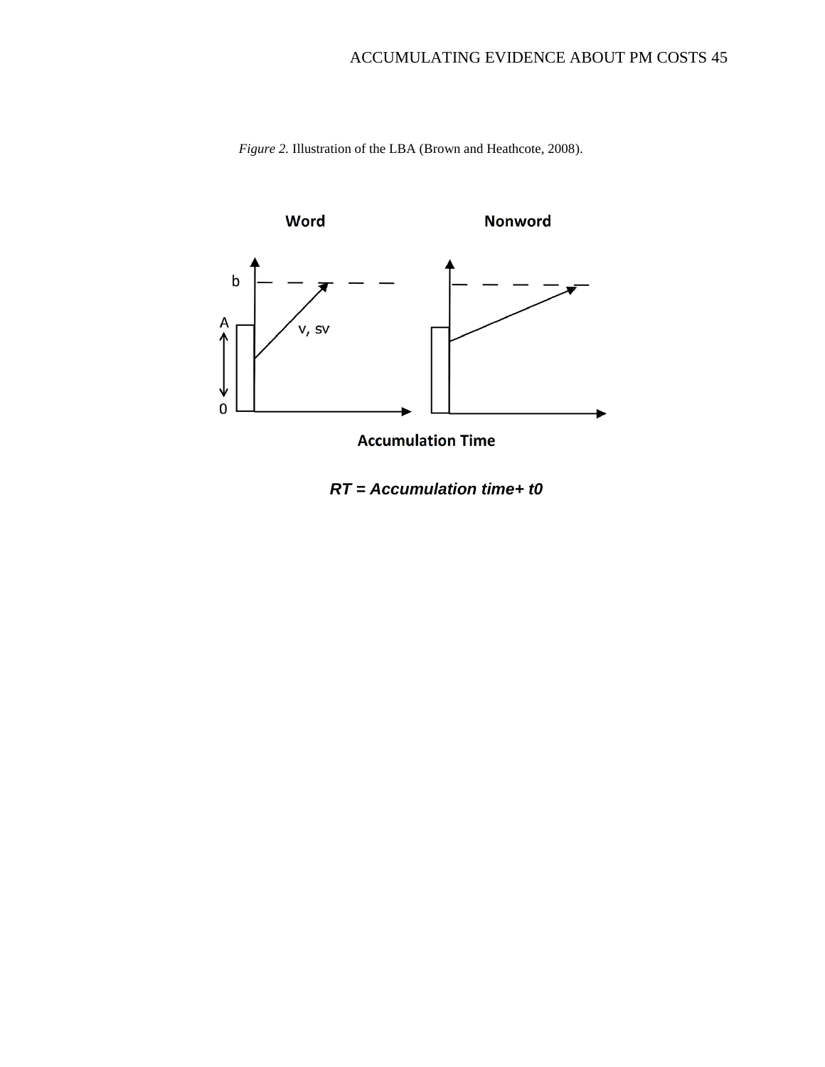*Figure 2.* Illustration of the LBA (Brown and Heathcote, 2008).

**Word** **Nonword**

b

A

v, sv

0

**Accumulation Time**

***RT = Accumulation time+ t0***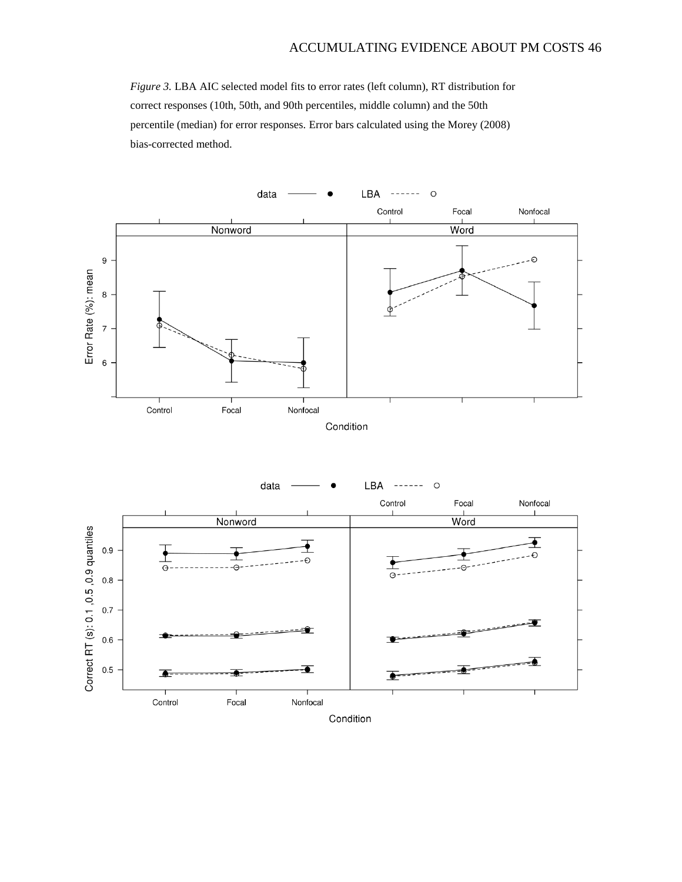*Figure 3.* LBA AIC selected model fits to error rates (left column), RT distribution for correct responses (10th, 50th, and 90th percentiles, middle column) and the 50th percentile (median) for error responses. Error bars calculated using the Morey (2008) bias-corrected method.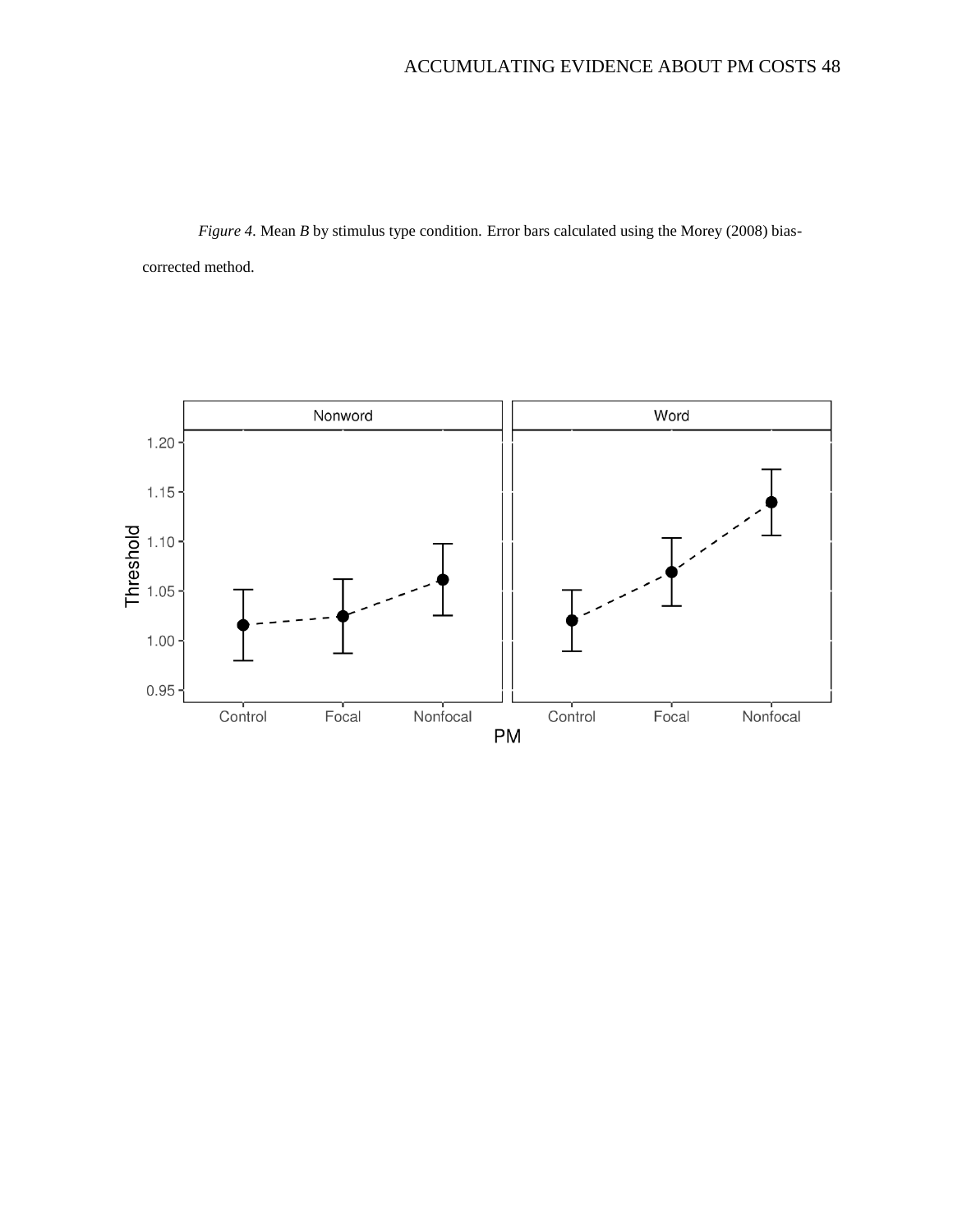*Figure 4.* Mean *B* by stimulus type condition. Error bars calculated using the Morey (2008) bias-corrected method.

Nonword

Word

Threshold

1.20

1.15

1.10

1.05

1.00

0.95

Control

Focal

Nonfocal

Control

Focal

Nonfocal

PM